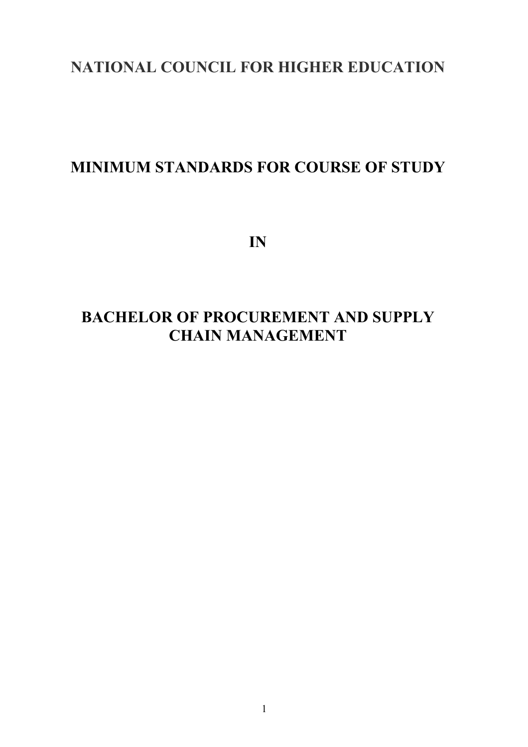# NATIONAL COUNCIL FOR HIGHER EDUCATION

## MINIMUM STANDARDS FOR COURSE OF STUDY

## IN

## BACHELOR OF PROCUREMENT AND SUPPLY CHAIN MANAGEMENT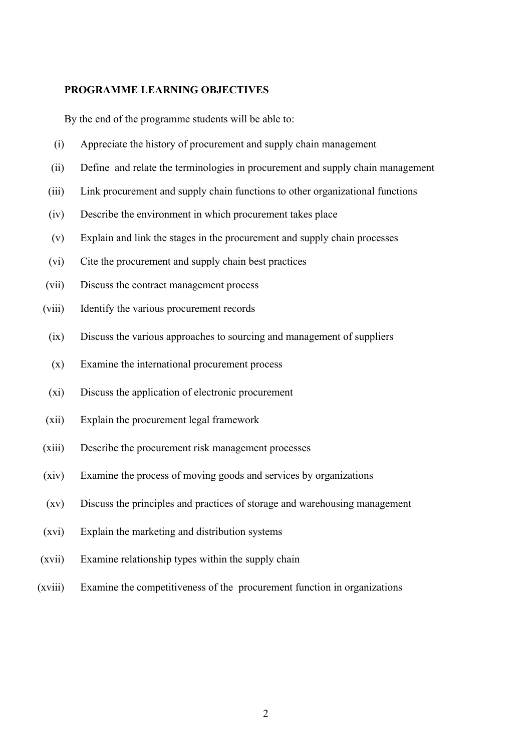**PROGRAMME LEARNING OBJECTIVES**

By the end of the programme students will be able to:

(i) Appreciate the history of procurement and supply chain management

(ii) Define and relate the terminologies in procurement and supply chain management

(iii) Link procurement and supply chain functions to other organizational functions

(iv) Describe the environment in which procurement takes place

(v) Explain and link the stages in the procurement and supply chain processes

(vi) Cite the procurement and supply chain best practices

(vii) Discuss the contract management process

(viii) Identify the various procurement records

(ix) Discuss the various approaches to sourcing and management of suppliers

(x) Examine the international procurement process

(xi) Discuss the application of electronic procurement

(xii) Explain the procurement legal framework

(xiii) Describe the procurement risk management processes

(xiv) Examine the process of moving goods and services by organizations

(xv) Discuss the principles and practices of storage and warehousing management

(xvi) Explain the marketing and distribution systems

(xvii) Examine relationship types within the supply chain

(xviii) Examine the competitiveness of the procurement function in organizations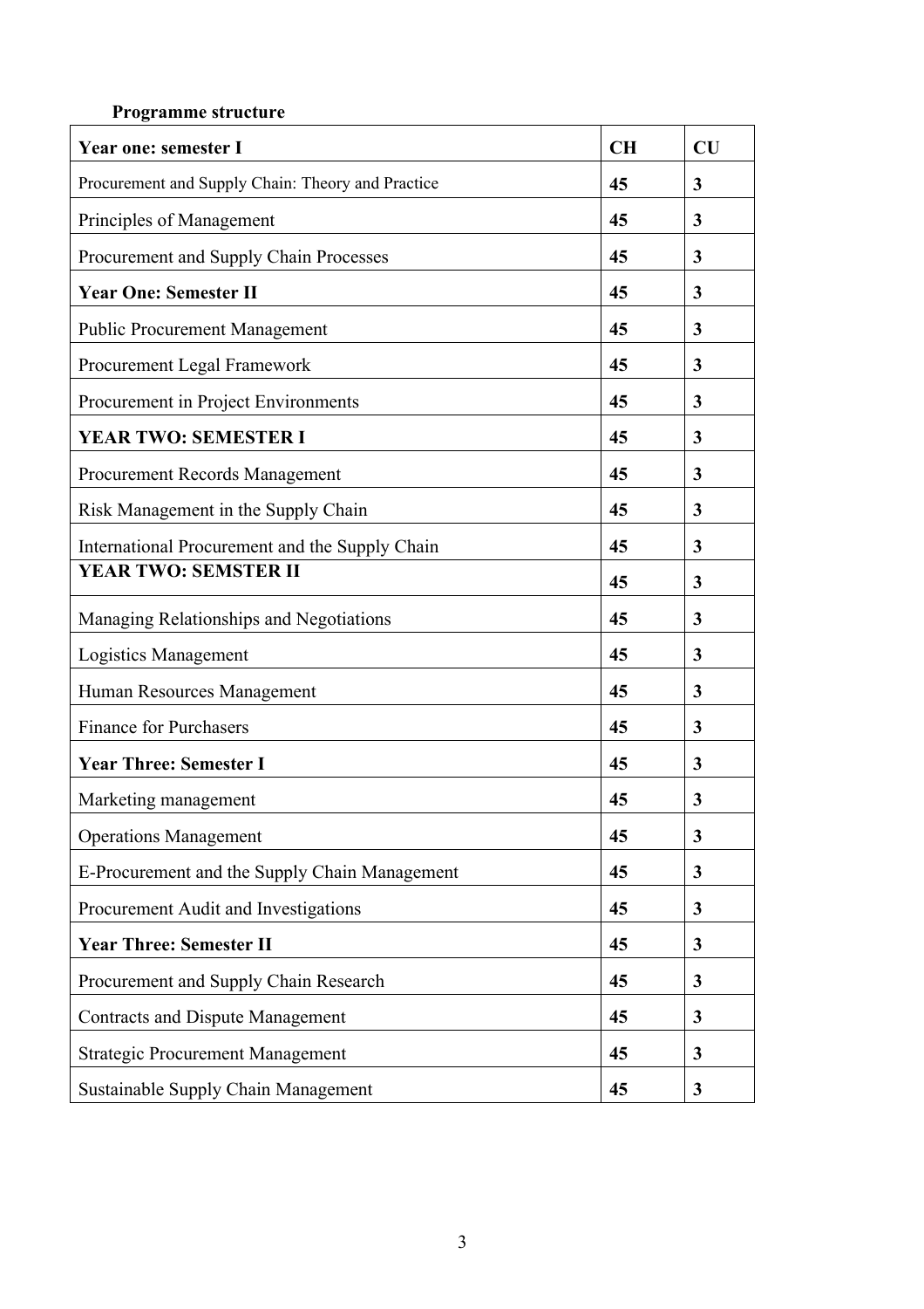**Programme structure**

| **Year one: semester I** | **CH** | **CU** |
|---|---|---|
| Procurement and Supply Chain: Theory and Practice | **45** | **3** |
| Principles of Management | **45** | **3** |
| Procurement and Supply Chain Processes | **45** | **3** |
| **Year One: Semester II** | **45** | **3** |
| Public Procurement Management | **45** | **3** |
| Procurement Legal Framework | **45** | **3** |
| Procurement in Project Environments | **45** | **3** |
| **YEAR TWO: SEMESTER I** | **45** | **3** |
| Procurement Records Management | **45** | **3** |
| Risk Management in the Supply Chain | **45** | **3** |
| International Procurement and the Supply Chain | **45** | **3** |
| **YEAR TWO: SEMSTER II** | **45** | **3** |
| Managing Relationships and Negotiations | **45** | **3** |
| Logistics Management | **45** | **3** |
| Human Resources Management | **45** | **3** |
| Finance for Purchasers | **45** | **3** |
| **Year Three: Semester I** | **45** | **3** |
| Marketing management | **45** | **3** |
| Operations Management | **45** | **3** |
| E-Procurement and the Supply Chain Management | **45** | **3** |
| Procurement Audit and Investigations | **45** | **3** |
| **Year Three: Semester II** | **45** | **3** |
| Procurement and Supply Chain Research | **45** | **3** |
| Contracts and Dispute Management | **45** | **3** |
| Strategic Procurement Management | **45** | **3** |
| Sustainable Supply Chain Management | **45** | **3** |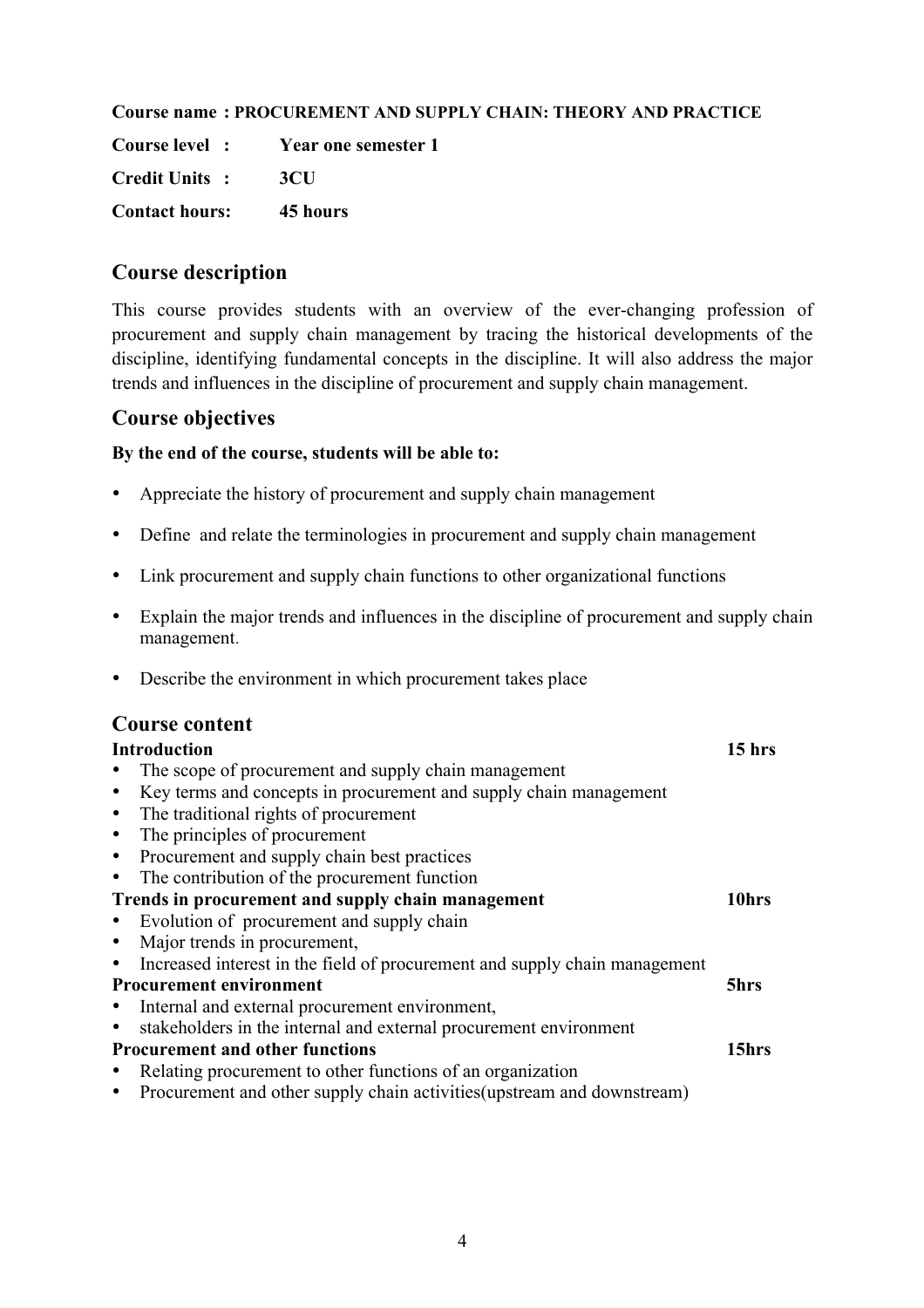**Course name : PROCUREMENT AND SUPPLY CHAIN: THEORY AND PRACTICE**

**Course level :** **Year one semester 1**

**Credit Units :** **3CU**

**Contact hours:** **45 hours**

## Course description

This course provides students with an overview of the ever-changing profession of procurement and supply chain management by tracing the historical developments of the discipline, identifying fundamental concepts in the discipline. It will also address the major trends and influences in the discipline of procurement and supply chain management.

## Course objectives

**By the end of the course, students will be able to:**

- Appreciate the history of procurement and supply chain management
- Define and relate the terminologies in procurement and supply chain management
- Link procurement and supply chain functions to other organizational functions
- Explain the major trends and influences in the discipline of procurement and supply chain management.
- Describe the environment in which procurement takes place

## Course content

**Introduction** **15 hrs**

- The scope of procurement and supply chain management
- Key terms and concepts in procurement and supply chain management
- The traditional rights of procurement
- The principles of procurement
- Procurement and supply chain best practices
- The contribution of the procurement function

**Trends in procurement and supply chain management** **10hrs**

- Evolution of procurement and supply chain
- Major trends in procurement,
- Increased interest in the field of procurement and supply chain management

**Procurement environment** **5hrs**

- Internal and external procurement environment,
- stakeholders in the internal and external procurement environment

**Procurement and other functions** **15hrs**

- Relating procurement to other functions of an organization
- Procurement and other supply chain activities(upstream and downstream)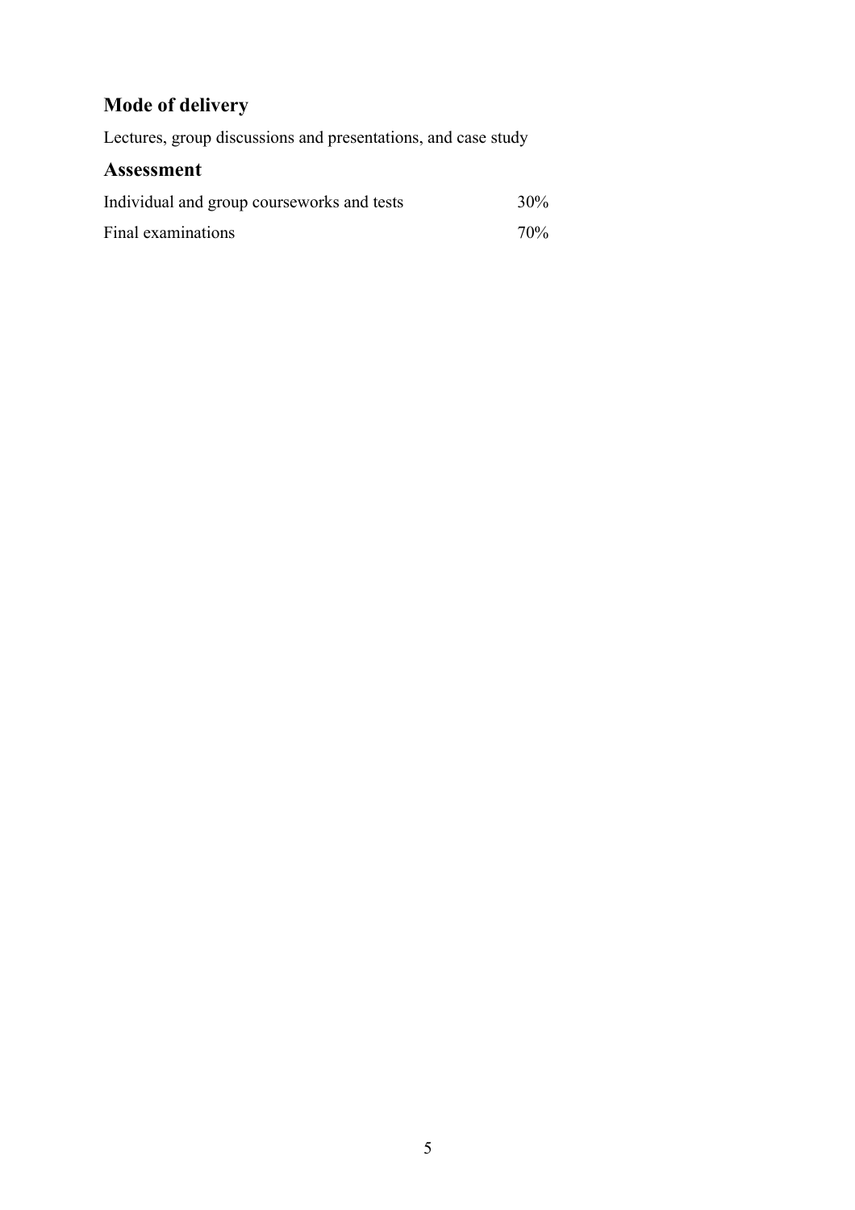## Mode of delivery

Lectures, group discussions and presentations, and case study

## Assessment

| | |
|---|---|
| Individual and group courseworks and tests | 30% |
| Final examinations | 70% |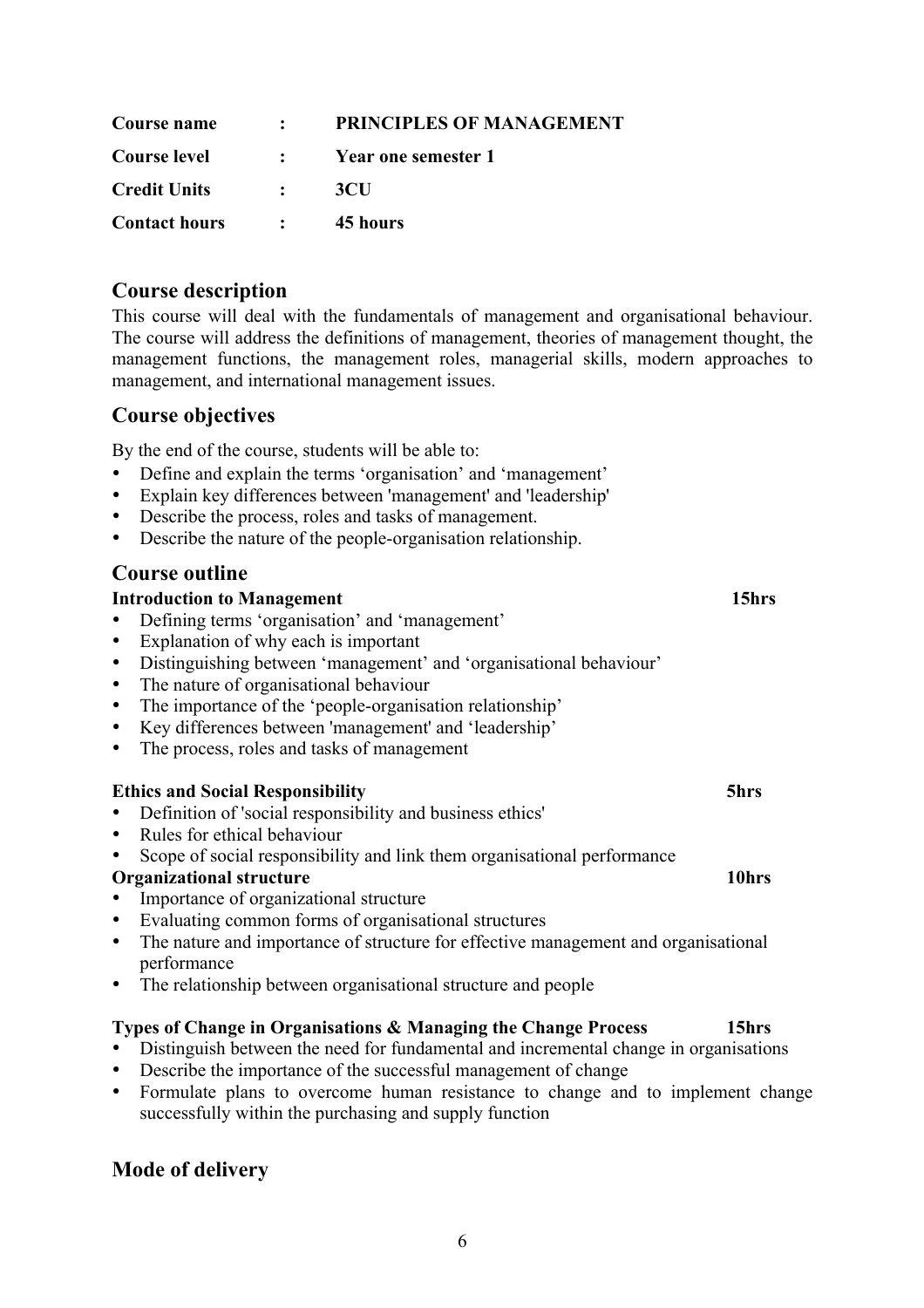| | | |
|---|---|---|
| **Course name** | **:** | **PRINCIPLES OF MANAGEMENT** |
| **Course level** | **:** | **Year one semester 1** |
| **Credit Units** | **:** | **3CU** |
| **Contact hours** | **:** | **45 hours** |

## Course description

This course will deal with the fundamentals of management and organisational behaviour. The course will address the definitions of management, theories of management thought, the management functions, the management roles, managerial skills, modern approaches to management, and international management issues.

## Course objectives

By the end of the course, students will be able to:

- Define and explain the terms 'organisation' and 'management'
- Explain key differences between 'management' and 'leadership'
- Describe the process, roles and tasks of management.
- Describe the nature of the people-organisation relationship.

## Course outline

**Introduction to Management** **15hrs**

- Defining terms 'organisation' and 'management'
- Explanation of why each is important
- Distinguishing between 'management' and 'organisational behaviour'
- The nature of organisational behaviour
- The importance of the 'people-organisation relationship'
- Key differences between 'management' and 'leadership'
- The process, roles and tasks of management

**Ethics and Social Responsibility** **5hrs**

- Definition of 'social responsibility and business ethics'
- Rules for ethical behaviour
- Scope of social responsibility and link them organisational performance

**Organizational structure** **10hrs**

- Importance of organizational structure
- Evaluating common forms of organisational structures
- The nature and importance of structure for effective management and organisational performance
- The relationship between organisational structure and people

**Types of Change in Organisations & Managing the Change Process** **15hrs**

- Distinguish between the need for fundamental and incremental change in organisations
- Describe the importance of the successful management of change
- Formulate plans to overcome human resistance to change and to implement change successfully within the purchasing and supply function

## Mode of delivery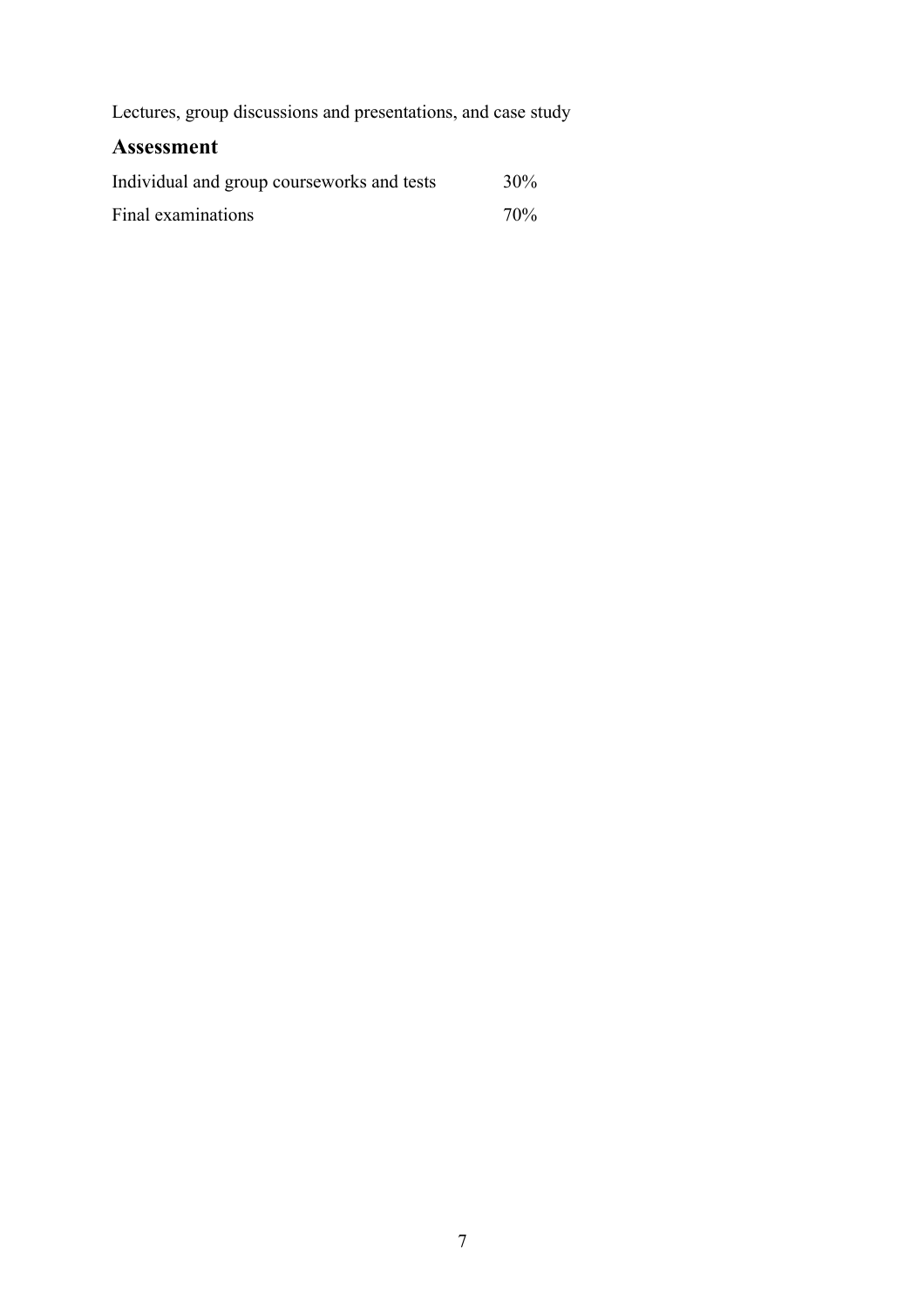Lectures, group discussions and presentations, and case study

## Assessment

| | |
|---|---|
| Individual and group courseworks and tests | 30% |
| Final examinations | 70% |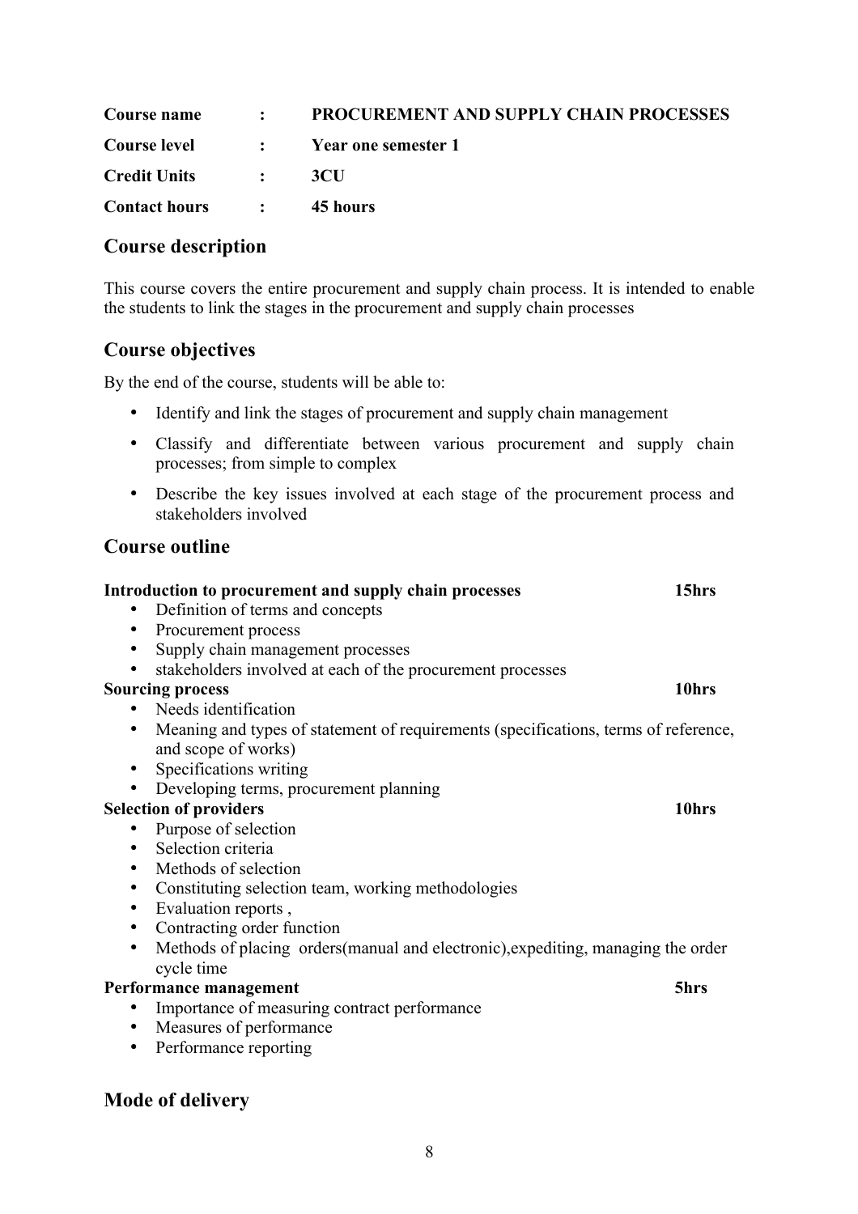| | | |
|---|---|---|
| **Course name** | **:** | **PROCUREMENT AND SUPPLY CHAIN PROCESSES** |
| **Course level** | **:** | **Year one semester 1** |
| **Credit Units** | **:** | **3CU** |
| **Contact hours** | **:** | **45 hours** |

## Course description

This course covers the entire procurement and supply chain process. It is intended to enable the students to link the stages in the procurement and supply chain processes

## Course objectives

By the end of the course, students will be able to:

- Identify and link the stages of procurement and supply chain management
- Classify and differentiate between various procurement and supply chain processes; from simple to complex
- Describe the key issues involved at each stage of the procurement process and stakeholders involved

## Course outline

**Introduction to procurement and supply chain processes** **15hrs**

- Definition of terms and concepts
- Procurement process
- Supply chain management processes
- stakeholders involved at each of the procurement processes

**Sourcing process** **10hrs**

- Needs identification
- Meaning and types of statement of requirements (specifications, terms of reference, and scope of works)
- Specifications writing
- Developing terms, procurement planning

**Selection of providers** **10hrs**

- Purpose of selection
- Selection criteria
- Methods of selection
- Constituting selection team, working methodologies
- Evaluation reports ,
- Contracting order function
- Methods of placing orders(manual and electronic),expediting, managing the order cycle time

**Performance management** **5hrs**

- Importance of measuring contract performance
- Measures of performance
- Performance reporting

## Mode of delivery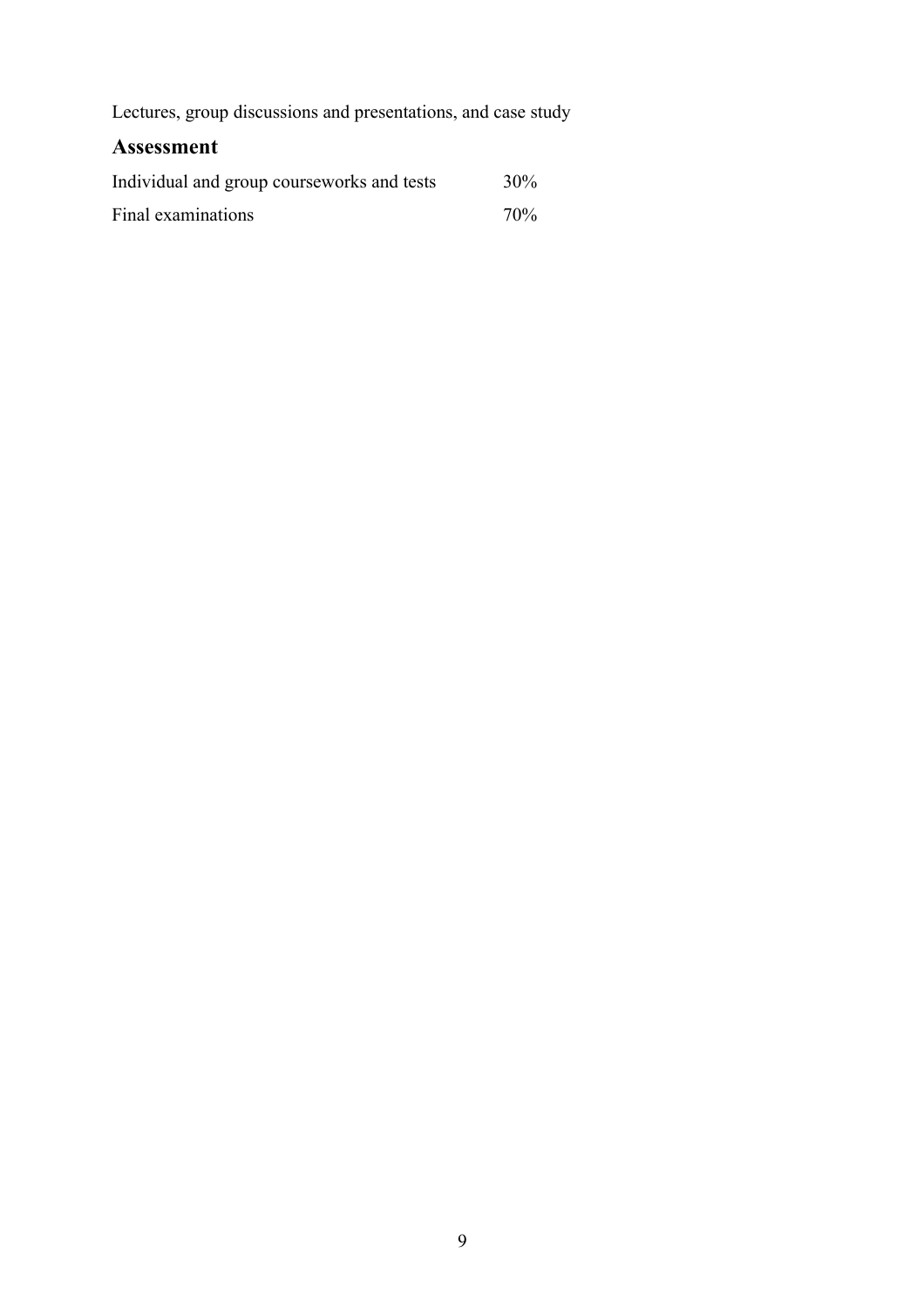Lectures, group discussions and presentations, and case study

## Assessment

| | |
|---|---|
| Individual and group courseworks and tests | 30% |
| Final examinations | 70% |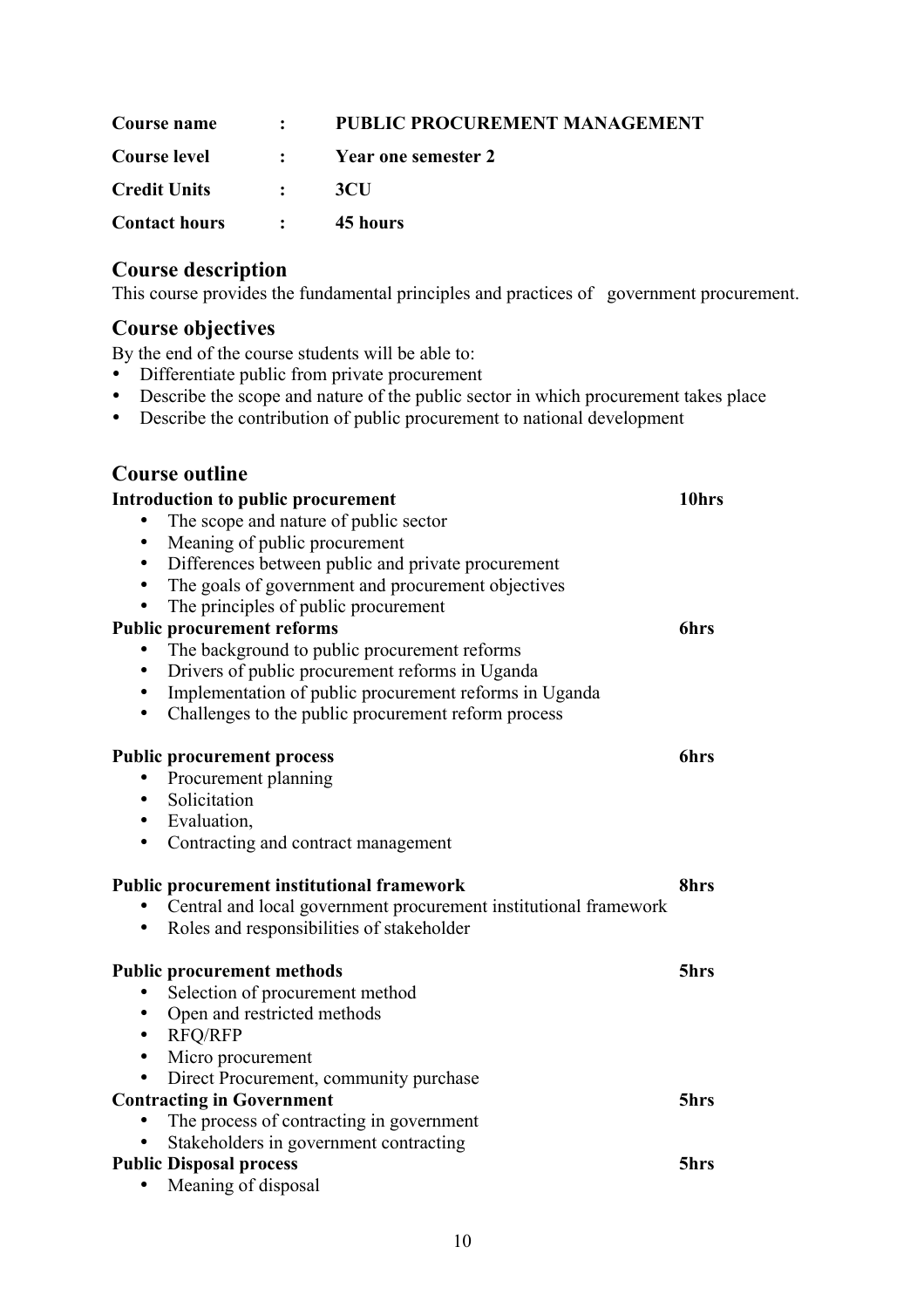| | | |
|---|---|---|
| **Course name** | **:** | **PUBLIC PROCUREMENT MANAGEMENT** |
| **Course level** | **:** | **Year one semester 2** |
| **Credit Units** | **:** | **3CU** |
| **Contact hours** | **:** | **45 hours** |

## Course description

This course provides the fundamental principles and practices of government procurement.

## Course objectives

By the end of the course students will be able to:

- Differentiate public from private procurement
- Describe the scope and nature of the public sector in which procurement takes place
- Describe the contribution of public procurement to national development

## Course outline

**Introduction to public procurement** **10hrs**

- The scope and nature of public sector
- Meaning of public procurement
- Differences between public and private procurement
- The goals of government and procurement objectives
- The principles of public procurement

**Public procurement reforms** **6hrs**

- The background to public procurement reforms
- Drivers of public procurement reforms in Uganda
- Implementation of public procurement reforms in Uganda
- Challenges to the public procurement reform process

**Public procurement process** **6hrs**

- Procurement planning
- Solicitation
- Evaluation,
- Contracting and contract management

**Public procurement institutional framework** **8hrs**

- Central and local government procurement institutional framework
- Roles and responsibilities of stakeholder

**Public procurement methods** **5hrs**

- Selection of procurement method
- Open and restricted methods
- RFQ/RFP
- Micro procurement
- Direct Procurement, community purchase

**Contracting in Government** **5hrs**

- The process of contracting in government
- Stakeholders in government contracting

**Public Disposal process** **5hrs**

- Meaning of disposal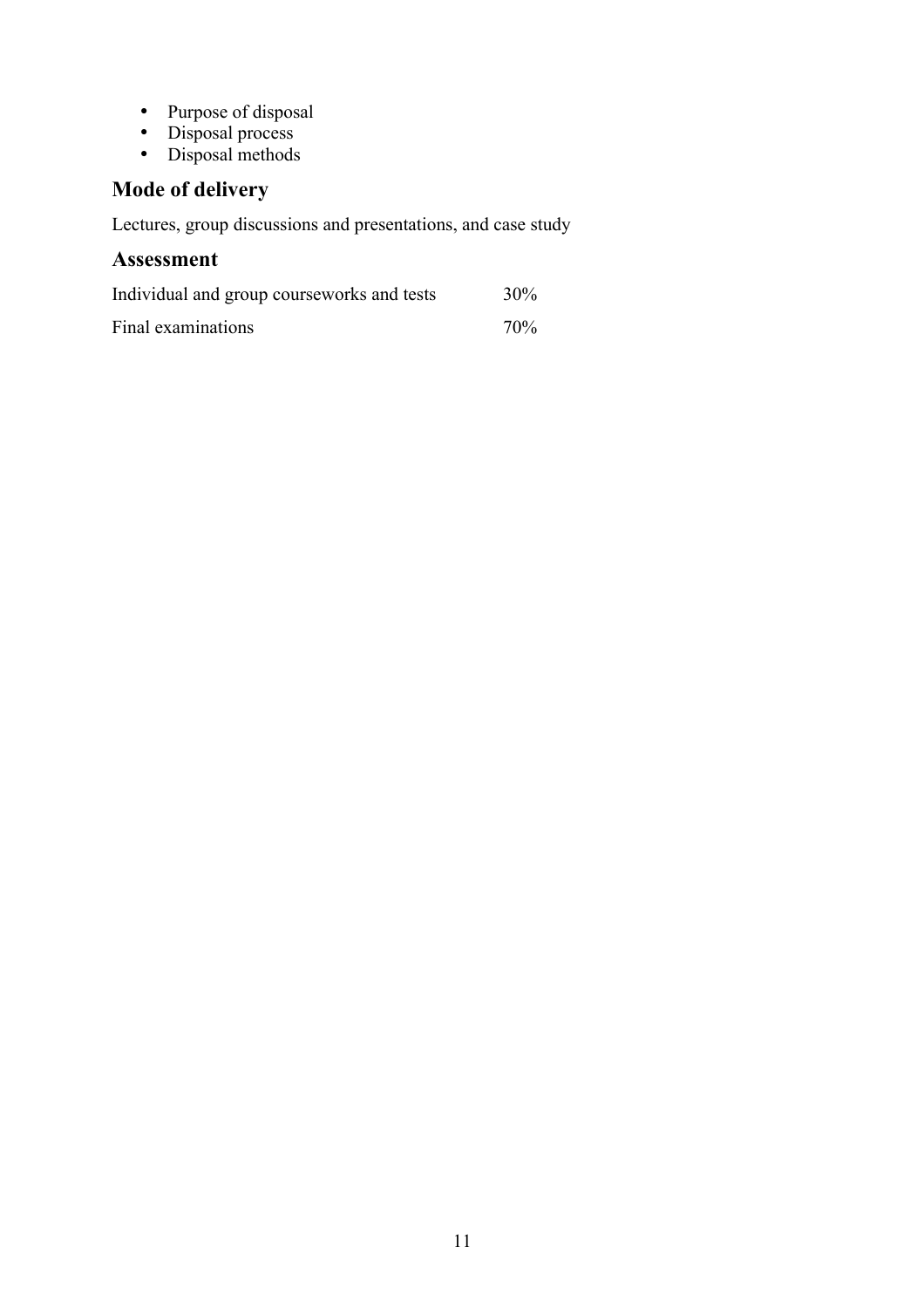- Purpose of disposal
- Disposal process
- Disposal methods

## Mode of delivery

Lectures, group discussions and presentations, and case study

## Assessment

| | |
|---|---|
| Individual and group courseworks and tests | 30% |
| Final examinations | 70% |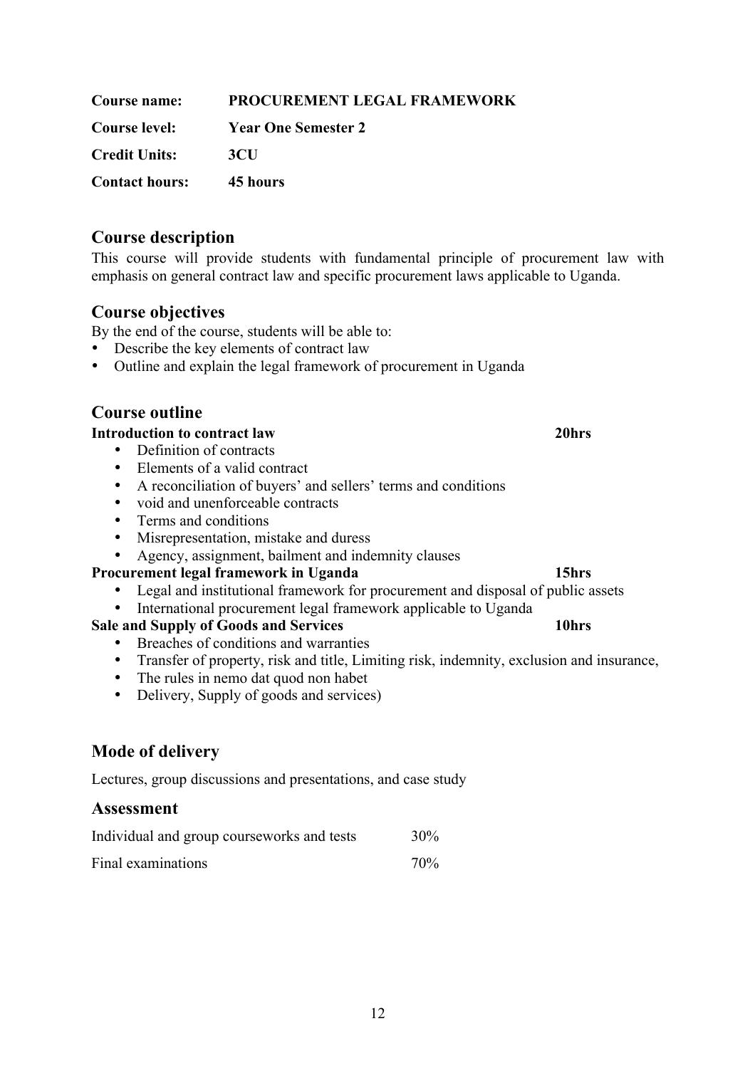**Course name:** **PROCUREMENT LEGAL FRAMEWORK**

**Course level:** **Year One Semester 2**

**Credit Units:** **3CU**

**Contact hours:** **45 hours**

## Course description

This course will provide students with fundamental principle of procurement law with emphasis on general contract law and specific procurement laws applicable to Uganda.

## Course objectives

By the end of the course, students will be able to:

- Describe the key elements of contract law
- Outline and explain the legal framework of procurement in Uganda

## Course outline

**Introduction to contract law** **20hrs**

- Definition of contracts
- Elements of a valid contract
- A reconciliation of buyers' and sellers' terms and conditions
- void and unenforceable contracts
- Terms and conditions
- Misrepresentation, mistake and duress
- Agency, assignment, bailment and indemnity clauses

**Procurement legal framework in Uganda** **15hrs**

- Legal and institutional framework for procurement and disposal of public assets
- International procurement legal framework applicable to Uganda

**Sale and Supply of Goods and Services** **10hrs**

- Breaches of conditions and warranties
- Transfer of property, risk and title, Limiting risk, indemnity, exclusion and insurance,
- The rules in nemo dat quod non habet
- Delivery, Supply of goods and services)

## Mode of delivery

Lectures, group discussions and presentations, and case study

## Assessment

| | |
|---|---|
| Individual and group courseworks and tests | 30% |
| Final examinations | 70% |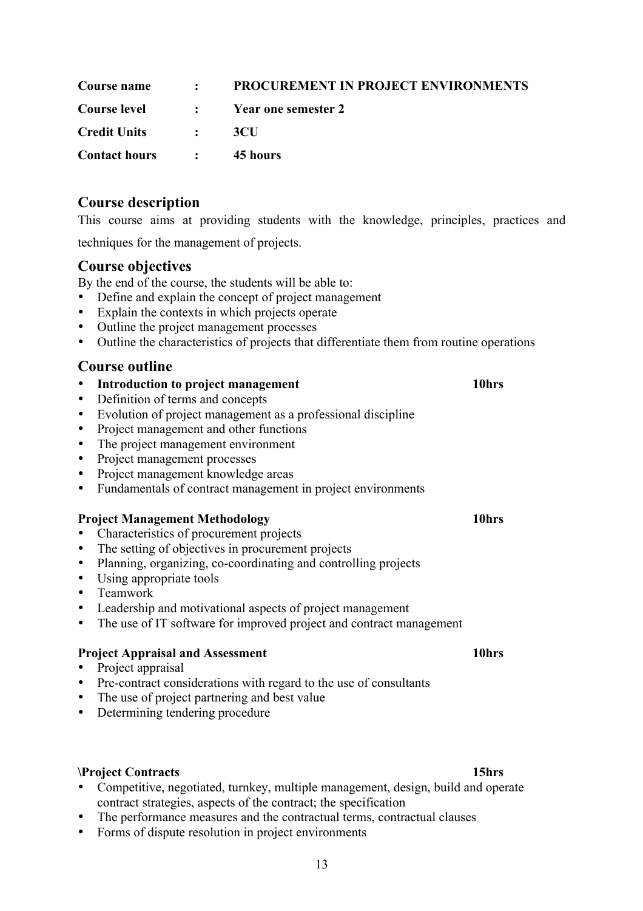**Course name** : **PROCUREMENT IN PROJECT ENVIRONMENTS**

**Course level** : **Year one semester 2**

**Credit Units** : **3CU**

**Contact hours** : **45 hours**

## Course description

This course aims at providing students with the knowledge, principles, practices and techniques for the management of projects.

## Course objectives

By the end of the course, the students will be able to:

- Define and explain the concept of project management
- Explain the contexts in which projects operate
- Outline the project management processes
- Outline the characteristics of projects that differentiate them from routine operations

## Course outline

- **Introduction to project management** **10hrs**
- Definition of terms and concepts
- Evolution of project management as a professional discipline
- Project management and other functions
- The project management environment
- Project management processes
- Project management knowledge areas
- Fundamentals of contract management in project environments

**Project Management Methodology** **10hrs**

- Characteristics of procurement projects
- The setting of objectives in procurement projects
- Planning, organizing, co-coordinating and controlling projects
- Using appropriate tools
- Teamwork
- Leadership and motivational aspects of project management
- The use of IT software for improved project and contract management

**Project Appraisal and Assessment** **10hrs**

- Project appraisal
- Pre-contract considerations with regard to the use of consultants
- The use of project partnering and best value
- Determining tendering procedure

**\Project Contracts** **15hrs**

- Competitive, negotiated, turnkey, multiple management, design, build and operate contract strategies, aspects of the contract; the specification
- The performance measures and the contractual terms, contractual clauses
- Forms of dispute resolution in project environments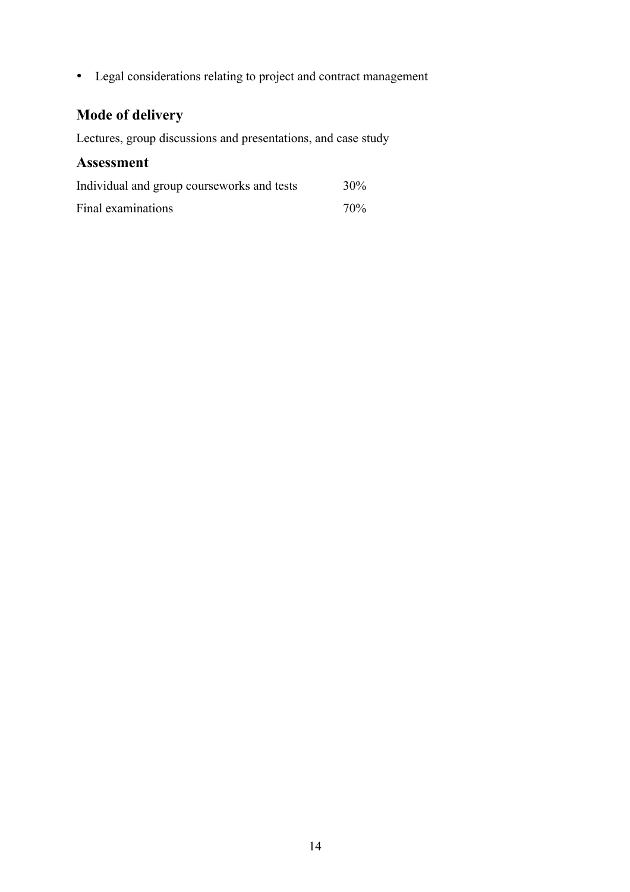- Legal considerations relating to project and contract management

## Mode of delivery

Lectures, group discussions and presentations, and case study

## Assessment

| | |
|---|---|
| Individual and group courseworks and tests | 30% |
| Final examinations | 70% |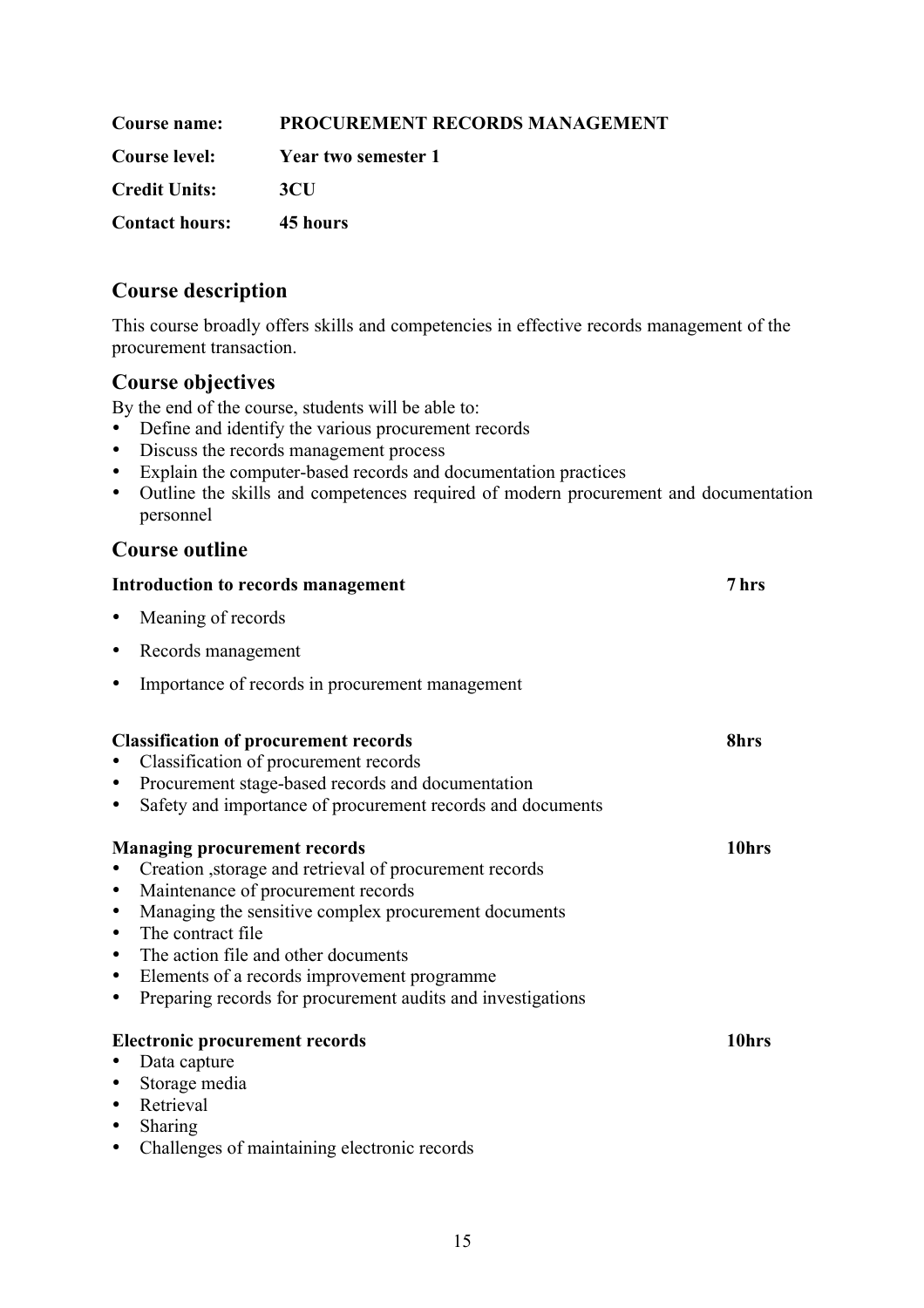**Course name:** **PROCUREMENT RECORDS MANAGEMENT**

**Course level:** **Year two semester 1**

**Credit Units:** **3CU**

**Contact hours:** **45 hours**

## Course description

This course broadly offers skills and competencies in effective records management of the procurement transaction.

## Course objectives

By the end of the course, students will be able to:

- Define and identify the various procurement records
- Discuss the records management process
- Explain the computer-based records and documentation practices
- Outline the skills and competences required of modern procurement and documentation personnel

## Course outline

**Introduction to records management** **7 hrs**

- Meaning of records
- Records management
- Importance of records in procurement management

**Classification of procurement records** **8hrs**

- Classification of procurement records
- Procurement stage-based records and documentation
- Safety and importance of procurement records and documents

**Managing procurement records** **10hrs**

- Creation ,storage and retrieval of procurement records
- Maintenance of procurement records
- Managing the sensitive complex procurement documents
- The contract file
- The action file and other documents
- Elements of a records improvement programme
- Preparing records for procurement audits and investigations

**Electronic procurement records** **10hrs**

- Data capture
- Storage media
- Retrieval
- Sharing
- Challenges of maintaining electronic records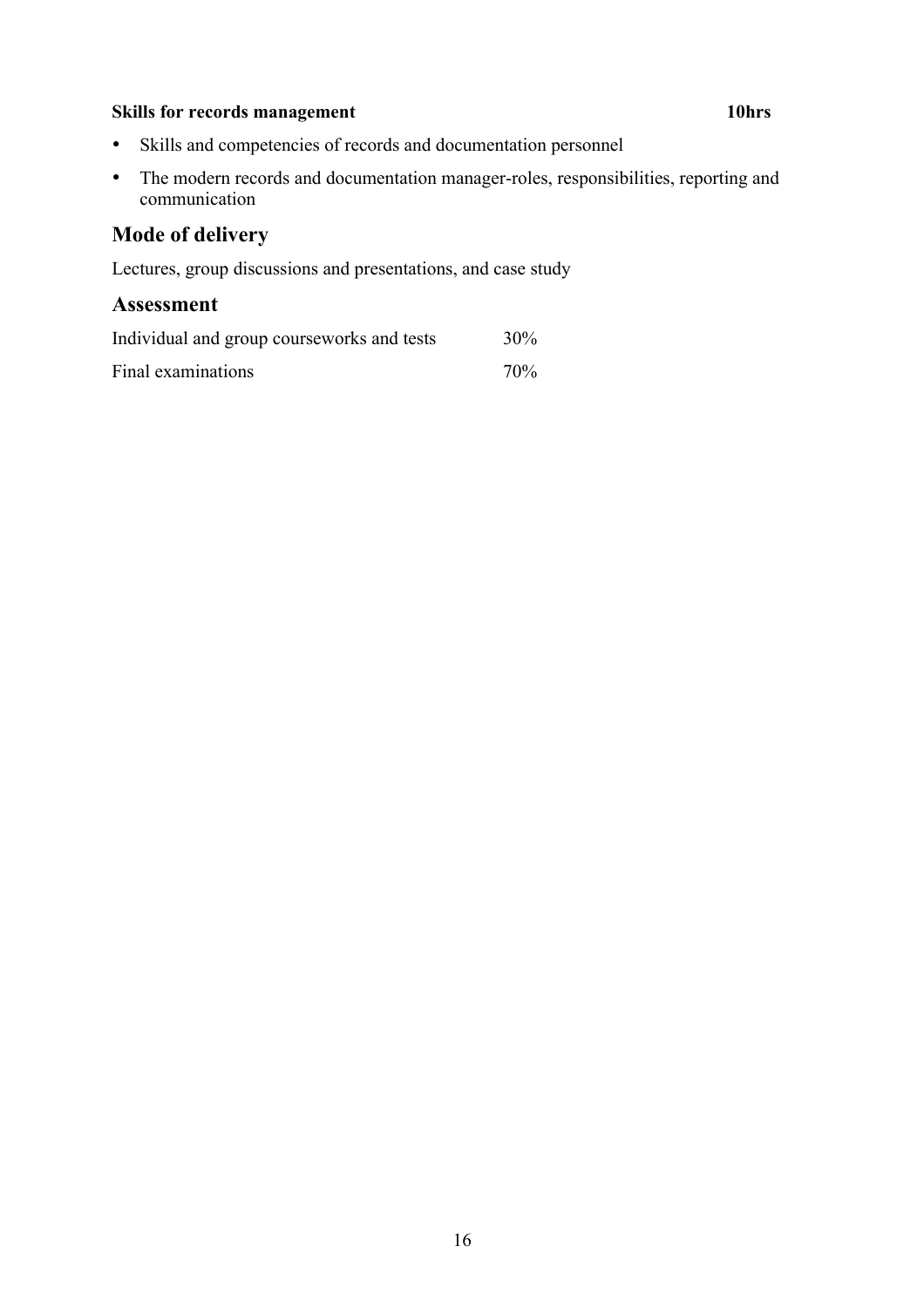**Skills for records management** **10hrs**

- Skills and competencies of records and documentation personnel
- The modern records and documentation manager-roles, responsibilities, reporting and communication

## Mode of delivery

Lectures, group discussions and presentations, and case study

## Assessment

| | |
|---|---|
| Individual and group courseworks and tests | 30% |
| Final examinations | 70% |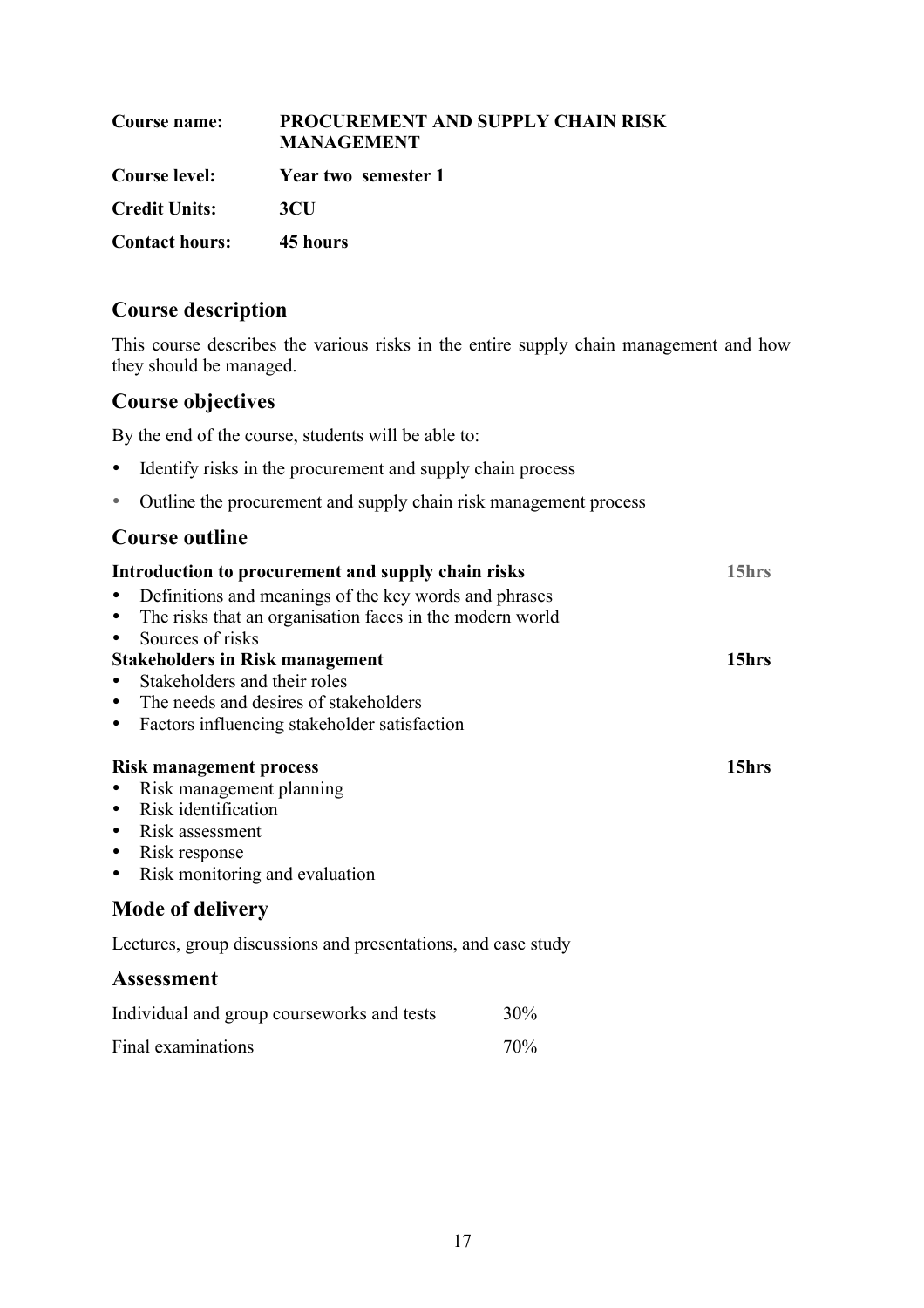| | |
|---|---|
| **Course name:** | **PROCUREMENT AND SUPPLY CHAIN RISK MANAGEMENT** |
| **Course level:** | **Year two semester 1** |
| **Credit Units:** | **3CU** |
| **Contact hours:** | **45 hours** |

## Course description

This course describes the various risks in the entire supply chain management and how they should be managed.

## Course objectives

By the end of the course, students will be able to:

- Identify risks in the procurement and supply chain process
- Outline the procurement and supply chain risk management process

## Course outline

**Introduction to procurement and supply chain risks** **15hrs**

- Definitions and meanings of the key words and phrases
- The risks that an organisation faces in the modern world
- Sources of risks

**Stakeholders in Risk management** **15hrs**

- Stakeholders and their roles
- The needs and desires of stakeholders
- Factors influencing stakeholder satisfaction

**Risk management process** **15hrs**

- Risk management planning
- Risk identification
- Risk assessment
- Risk response
- Risk monitoring and evaluation

## Mode of delivery

Lectures, group discussions and presentations, and case study

## Assessment

| | |
|---|---|
| Individual and group courseworks and tests | 30% |
| Final examinations | 70% |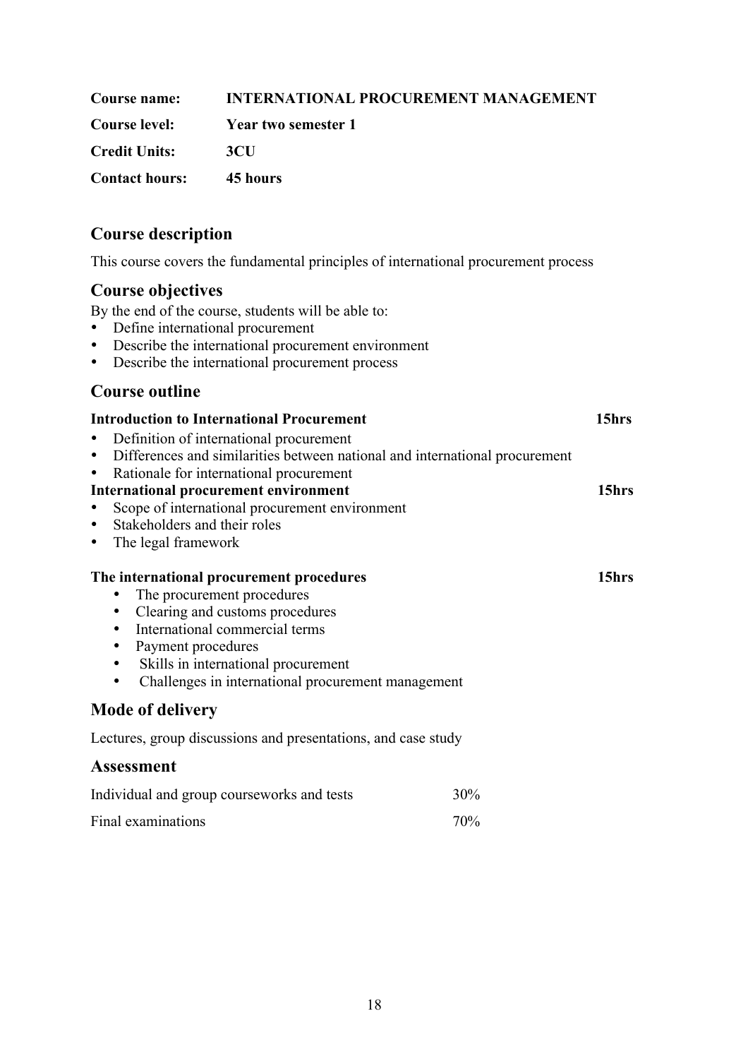**Course name:** **INTERNATIONAL PROCUREMENT MANAGEMENT**

**Course level:** **Year two semester 1**

**Credit Units:** **3CU**

**Contact hours:** **45 hours**

## Course description

This course covers the fundamental principles of international procurement process

## Course objectives

By the end of the course, students will be able to:

- Define international procurement
- Describe the international procurement environment
- Describe the international procurement process

## Course outline

**Introduction to International Procurement** **15hrs**

- Definition of international procurement
- Differences and similarities between national and international procurement
- Rationale for international procurement

**International procurement environment** **15hrs**

- Scope of international procurement environment
- Stakeholders and their roles
- The legal framework

**The international procurement procedures** **15hrs**

- The procurement procedures
- Clearing and customs procedures
- International commercial terms
- Payment procedures
- Skills in international procurement
- Challenges in international procurement management

## Mode of delivery

Lectures, group discussions and presentations, and case study

## Assessment

| | |
|---|---|
| Individual and group courseworks and tests | 30% |
| Final examinations | 70% |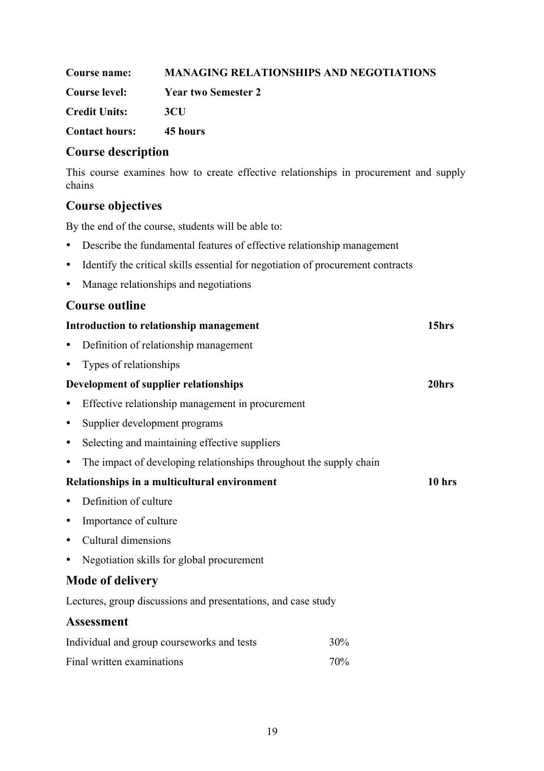**Course name:** **MANAGING RELATIONSHIPS AND NEGOTIATIONS**

**Course level:** **Year two Semester 2**

**Credit Units:** **3CU**

**Contact hours:** **45 hours**

## Course description

This course examines how to create effective relationships in procurement and supply chains

## Course objectives

By the end of the course, students will be able to:

- Describe the fundamental features of effective relationship management
- Identify the critical skills essential for negotiation of procurement contracts
- Manage relationships and negotiations

## Course outline

**Introduction to relationship management** **15hrs**

- Definition of relationship management
- Types of relationships

**Development of supplier relationships** **20hrs**

- Effective relationship management in procurement
- Supplier development programs
- Selecting and maintaining effective suppliers
- The impact of developing relationships throughout the supply chain

**Relationships in a multicultural environment** **10 hrs**

- Definition of culture
- Importance of culture
- Cultural dimensions
- Negotiation skills for global procurement

## Mode of delivery

Lectures, group discussions and presentations, and case study

## Assessment

| | |
|---|---|
| Individual and group courseworks and tests | 30% |
| Final written examinations | 70% |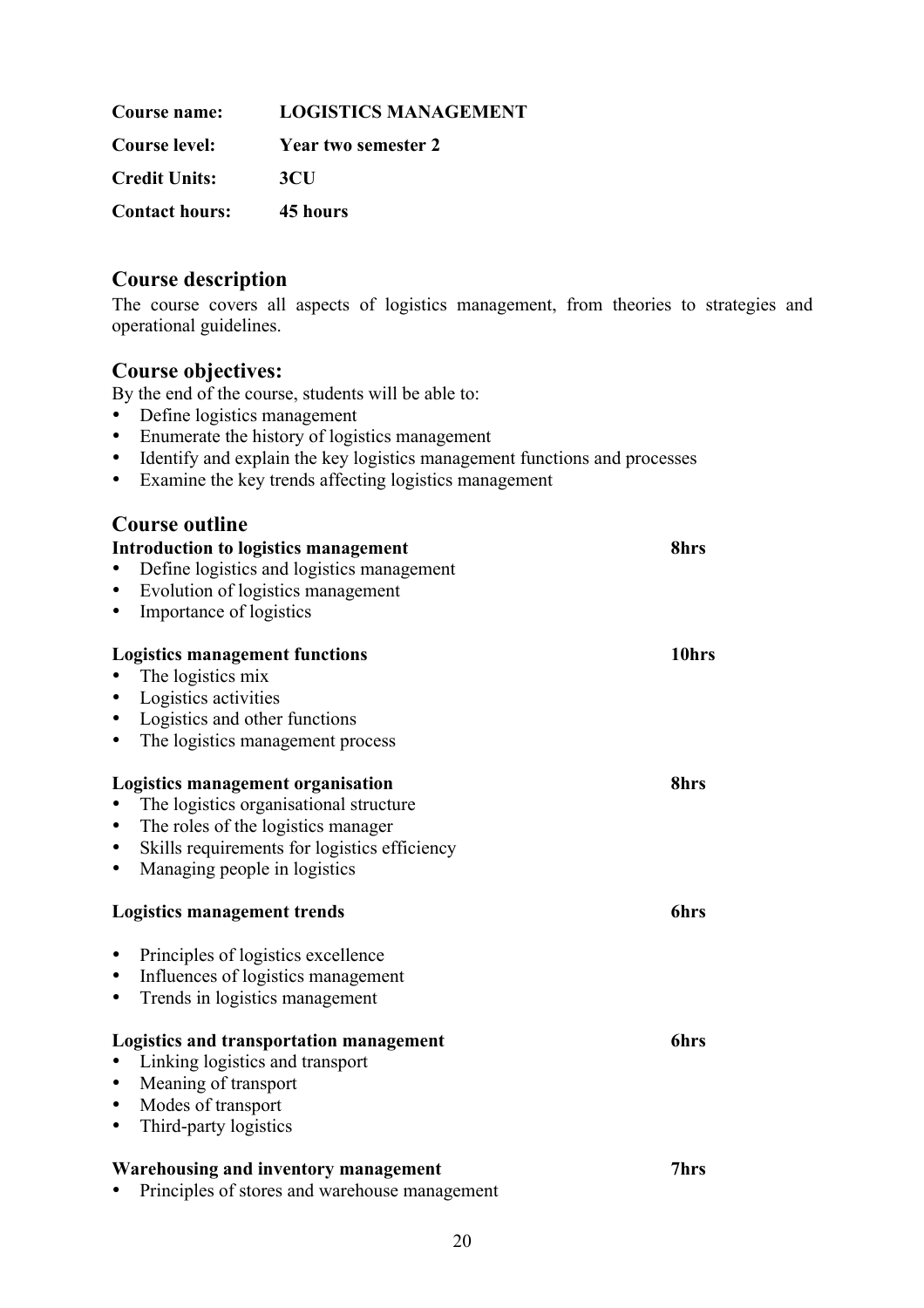**Course name:** **LOGISTICS MANAGEMENT**

**Course level:** **Year two semester 2**

**Credit Units:** **3CU**

**Contact hours:** **45 hours**

## Course description

The course covers all aspects of logistics management, from theories to strategies and operational guidelines.

## Course objectives:

By the end of the course, students will be able to:

- Define logistics management
- Enumerate the history of logistics management
- Identify and explain the key logistics management functions and processes
- Examine the key trends affecting logistics management

## Course outline

**Introduction to logistics management** **8hrs**

- Define logistics and logistics management
- Evolution of logistics management
- Importance of logistics

**Logistics management functions** **10hrs**

- The logistics mix
- Logistics activities
- Logistics and other functions
- The logistics management process

**Logistics management organisation** **8hrs**

- The logistics organisational structure
- The roles of the logistics manager
- Skills requirements for logistics efficiency
- Managing people in logistics

**Logistics management trends** **6hrs**

- Principles of logistics excellence
- Influences of logistics management
- Trends in logistics management

**Logistics and transportation management** **6hrs**

- Linking logistics and transport
- Meaning of transport
- Modes of transport
- Third-party logistics

**Warehousing and inventory management** **7hrs**

- Principles of stores and warehouse management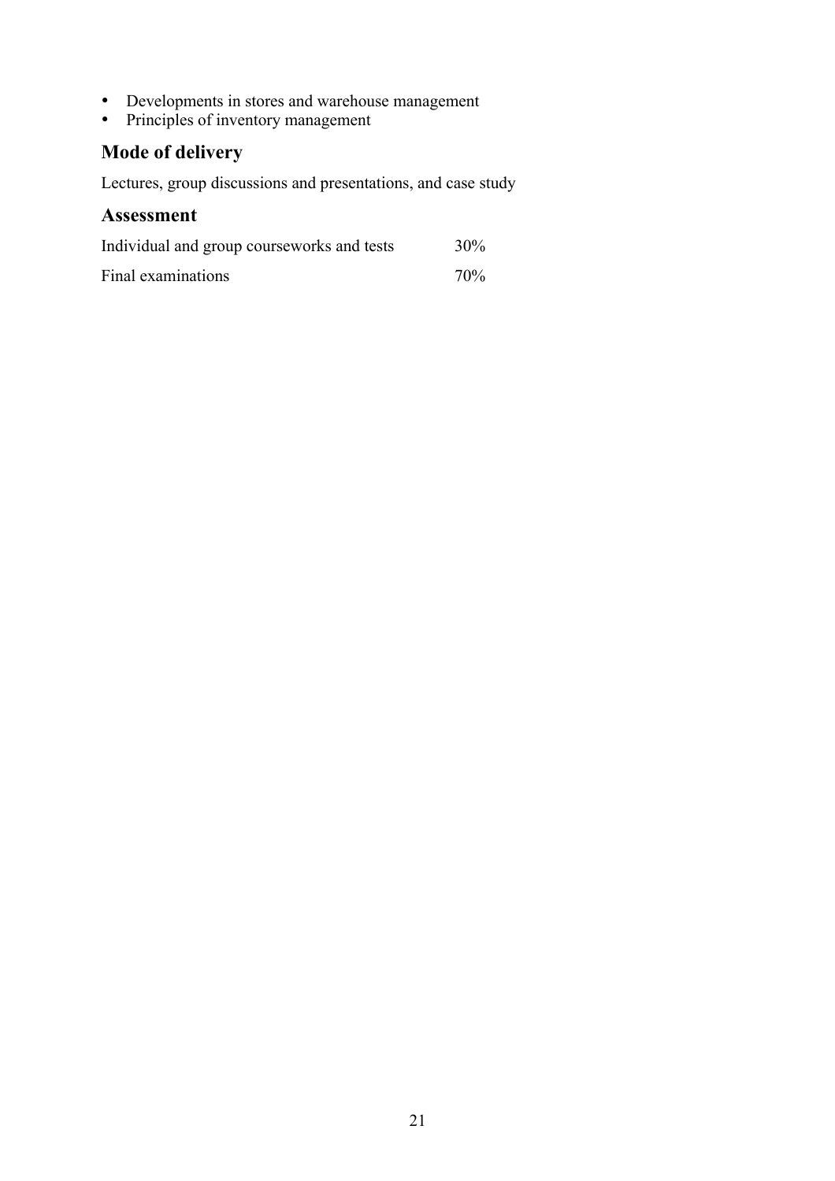- Developments in stores and warehouse management
- Principles of inventory management

## Mode of delivery

Lectures, group discussions and presentations, and case study

## Assessment

| | |
|---|---|
| Individual and group courseworks and tests | 30% |
| Final examinations | 70% |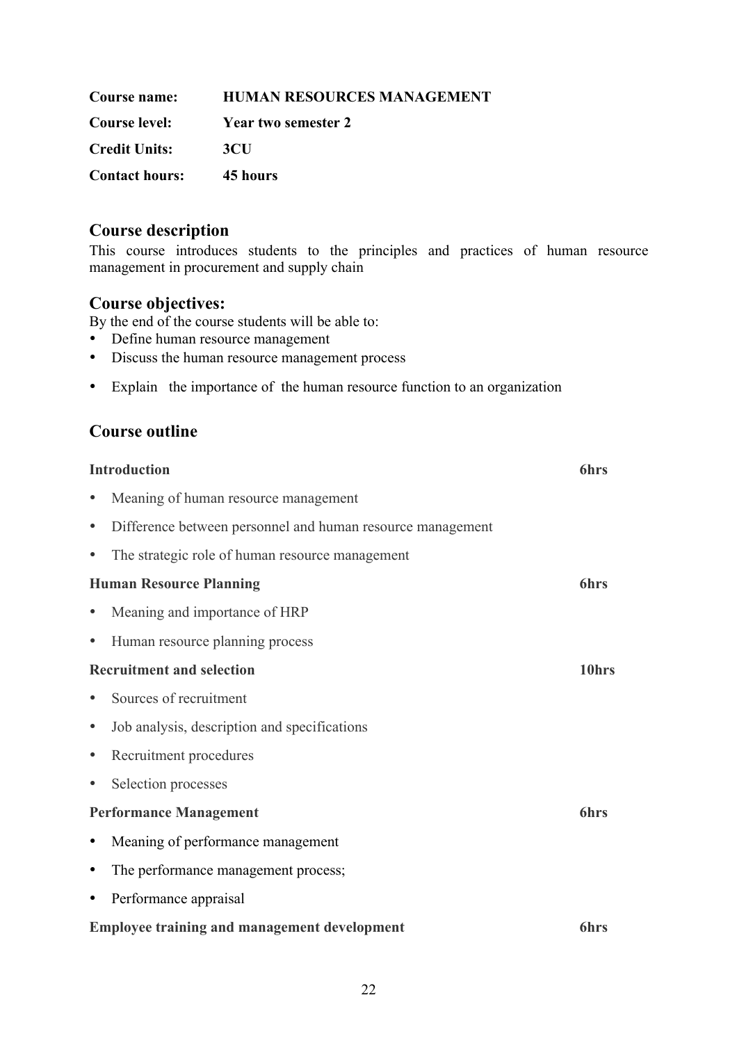**Course name:** **HUMAN RESOURCES MANAGEMENT**

**Course level:** **Year two semester 2**

**Credit Units:** **3CU**

**Contact hours:** **45 hours**

## Course description

This course introduces students to the principles and practices of human resource management in procurement and supply chain

## Course objectives:

By the end of the course students will be able to:

- Define human resource management
- Discuss the human resource management process
- Explain the importance of the human resource function to an organization

## Course outline

**Introduction** **6hrs**

- Meaning of human resource management
- Difference between personnel and human resource management
- The strategic role of human resource management

**Human Resource Planning** **6hrs**

- Meaning and importance of HRP
- Human resource planning process

**Recruitment and selection** **10hrs**

- Sources of recruitment
- Job analysis, description and specifications
- Recruitment procedures
- Selection processes

**Performance Management** **6hrs**

- Meaning of performance management
- The performance management process;
- Performance appraisal

**Employee training and management development** **6hrs**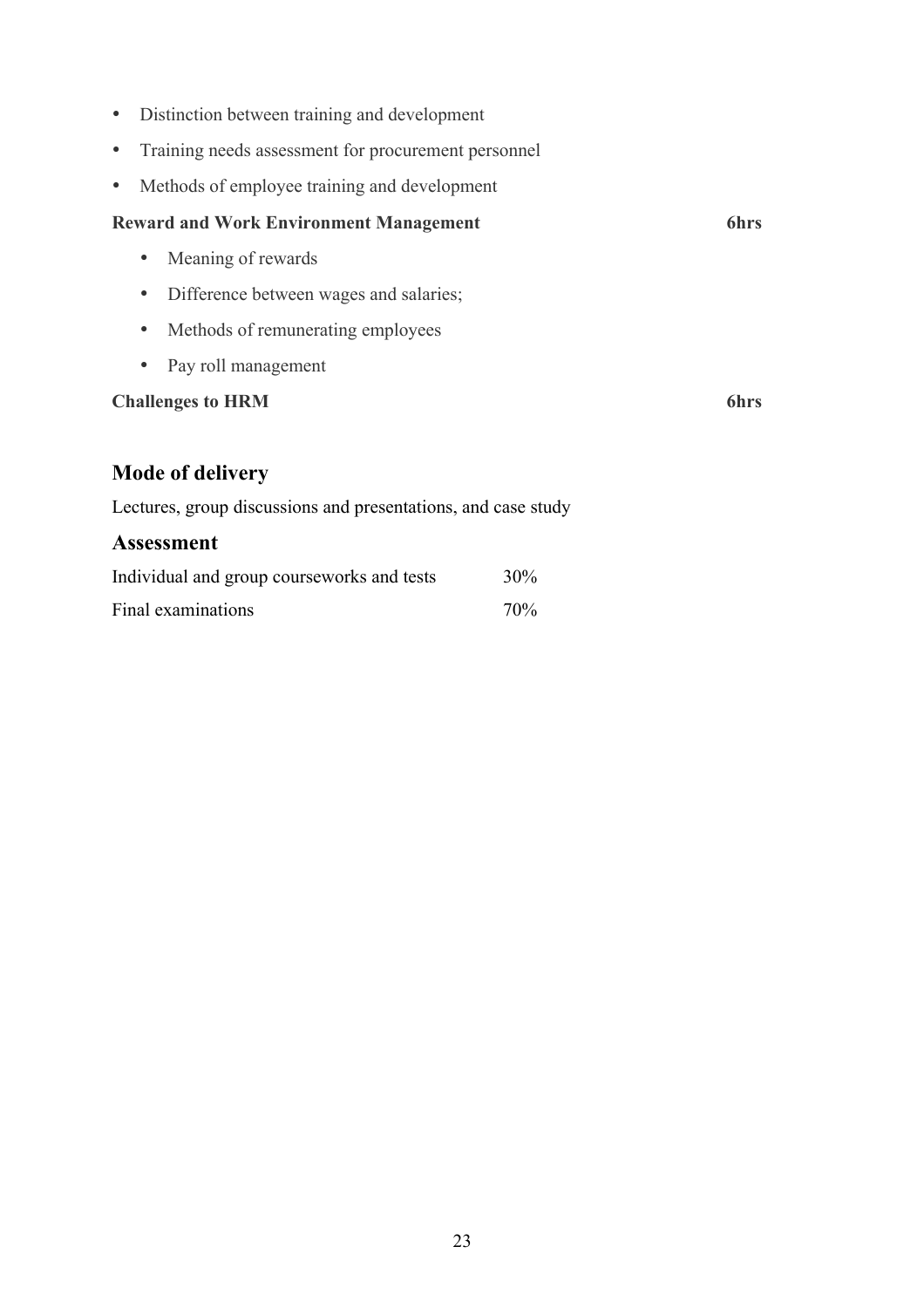- Distinction between training and development
- Training needs assessment for procurement personnel
- Methods of employee training and development

**Reward and Work Environment Management** **6hrs**

- Meaning of rewards
- Difference between wages and salaries;
- Methods of remunerating employees
- Pay roll management

**Challenges to HRM** **6hrs**

## Mode of delivery

Lectures, group discussions and presentations, and case study

## Assessment

| | |
|---|---|
| Individual and group courseworks and tests | 30% |
| Final examinations | 70% |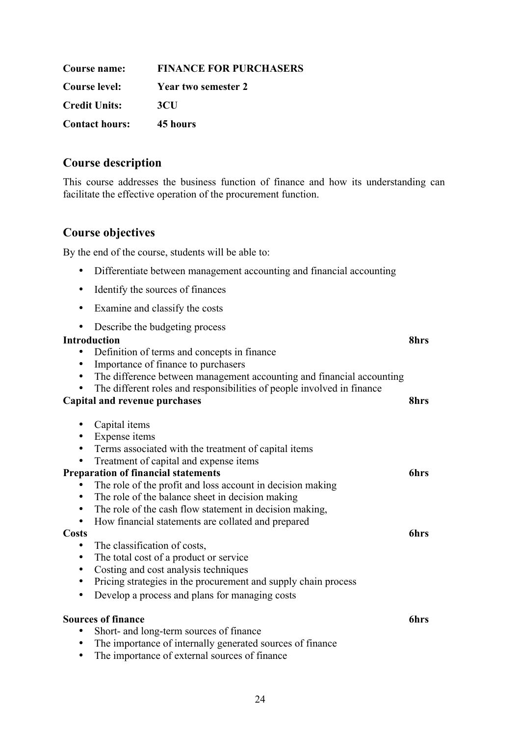**Course name:** **FINANCE FOR PURCHASERS**

**Course level:** **Year two semester 2**

**Credit Units:** **3CU**

**Contact hours:** **45 hours**

## Course description

This course addresses the business function of finance and how its understanding can facilitate the effective operation of the procurement function.

## Course objectives

By the end of the course, students will be able to:

- Differentiate between management accounting and financial accounting
- Identify the sources of finances
- Examine and classify the costs
- Describe the budgeting process

**Introduction** **8hrs**

- Definition of terms and concepts in finance
- Importance of finance to purchasers
- The difference between management accounting and financial accounting
- The different roles and responsibilities of people involved in finance

**Capital and revenue purchases** **8hrs**

- Capital items
- Expense items
- Terms associated with the treatment of capital items
- Treatment of capital and expense items

**Preparation of financial statements** **6hrs**

- The role of the profit and loss account in decision making
- The role of the balance sheet in decision making
- The role of the cash flow statement in decision making,
- How financial statements are collated and prepared

**Costs** **6hrs**

- The classification of costs,
- The total cost of a product or service
- Costing and cost analysis techniques
- Pricing strategies in the procurement and supply chain process
- Develop a process and plans for managing costs

**Sources of finance** **6hrs**

- Short- and long-term sources of finance
- The importance of internally generated sources of finance
- The importance of external sources of finance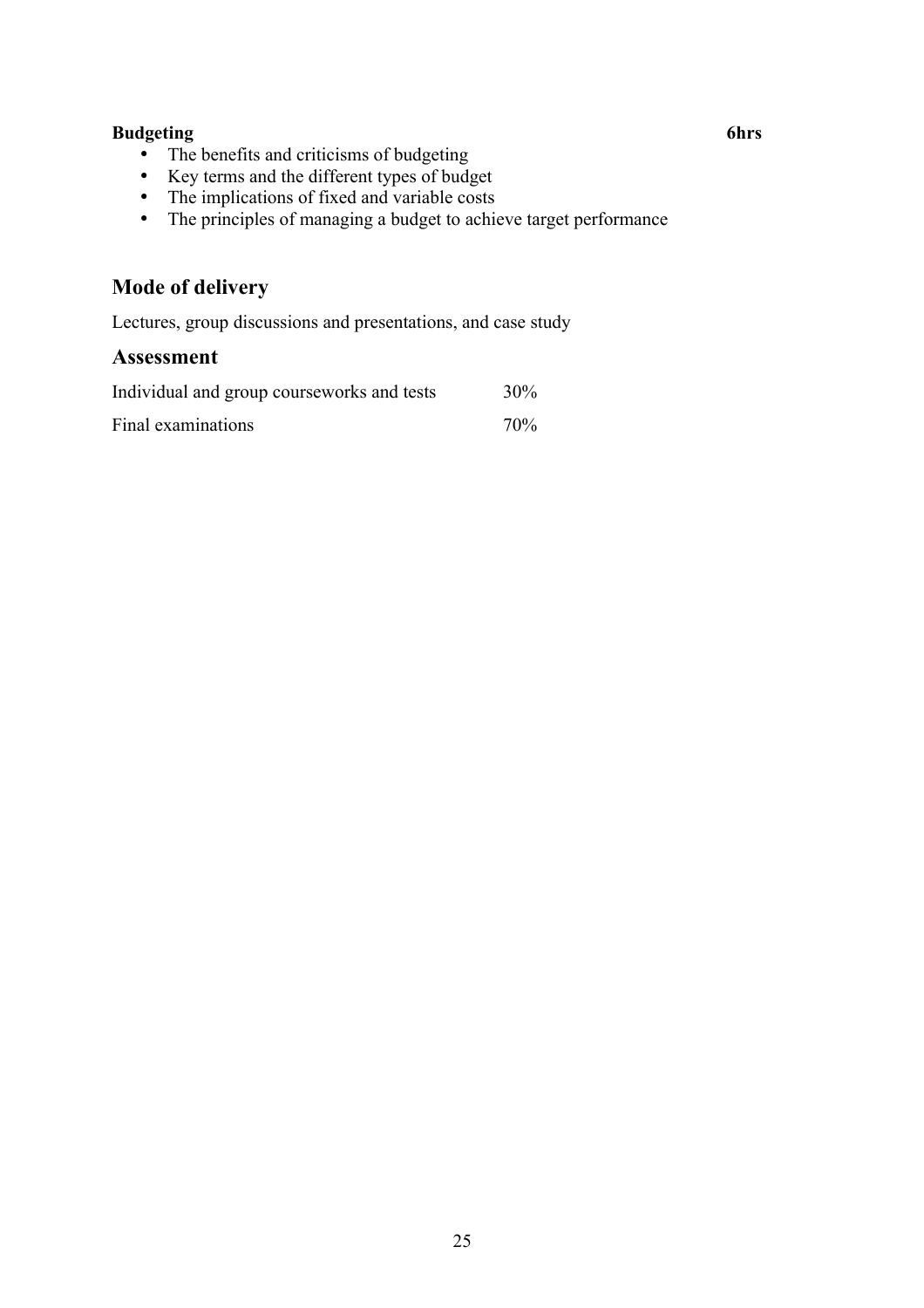**Budgeting** **6hrs**

- The benefits and criticisms of budgeting
- Key terms and the different types of budget
- The implications of fixed and variable costs
- The principles of managing a budget to achieve target performance

## Mode of delivery

Lectures, group discussions and presentations, and case study

## Assessment

| | |
|---|---|
| Individual and group courseworks and tests | 30% |
| Final examinations | 70% |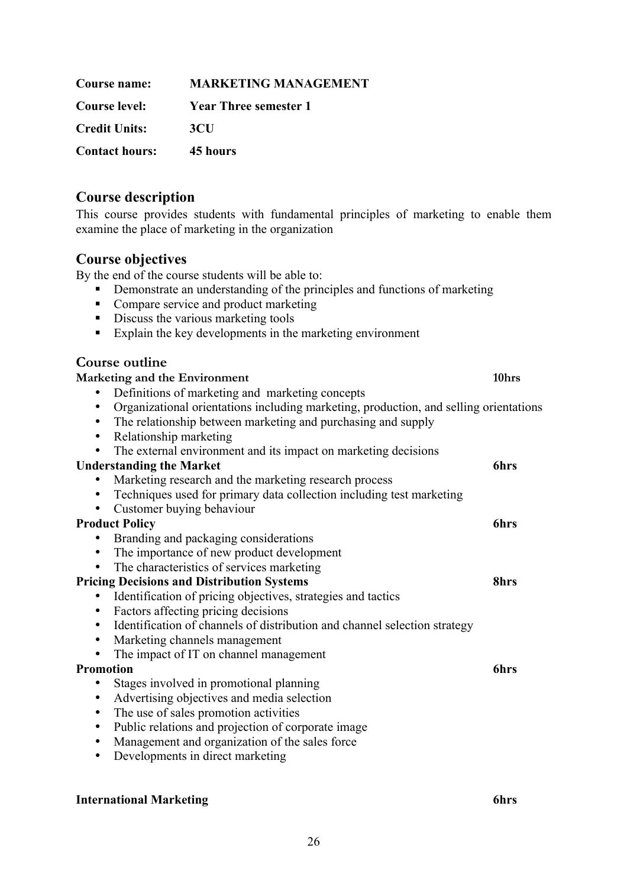**Course name:** **MARKETING MANAGEMENT**

**Course level:** **Year Three semester 1**

**Credit Units:** **3CU**

**Contact hours:** **45 hours**

## Course description

This course provides students with fundamental principles of marketing to enable them examine the place of marketing in the organization

## Course objectives

By the end of the course students will be able to:

- Demonstrate an understanding of the principles and functions of marketing
- Compare service and product marketing
- Discuss the various marketing tools
- Explain the key developments in the marketing environment

## Course outline

**Marketing and the Environment** **10hrs**

- Definitions of marketing and marketing concepts
- Organizational orientations including marketing, production, and selling orientations
- The relationship between marketing and purchasing and supply
- Relationship marketing
- The external environment and its impact on marketing decisions

**Understanding the Market** **6hrs**

- Marketing research and the marketing research process
- Techniques used for primary data collection including test marketing
- Customer buying behaviour

**Product Policy** **6hrs**

- Branding and packaging considerations
- The importance of new product development
- The characteristics of services marketing

**Pricing Decisions and Distribution Systems** **8hrs**

- Identification of pricing objectives, strategies and tactics
- Factors affecting pricing decisions
- Identification of channels of distribution and channel selection strategy
- Marketing channels management
- The impact of IT on channel management

**Promotion** **6hrs**

- Stages involved in promotional planning
- Advertising objectives and media selection
- The use of sales promotion activities
- Public relations and projection of corporate image
- Management and organization of the sales force
- Developments in direct marketing

**International Marketing** **6hrs**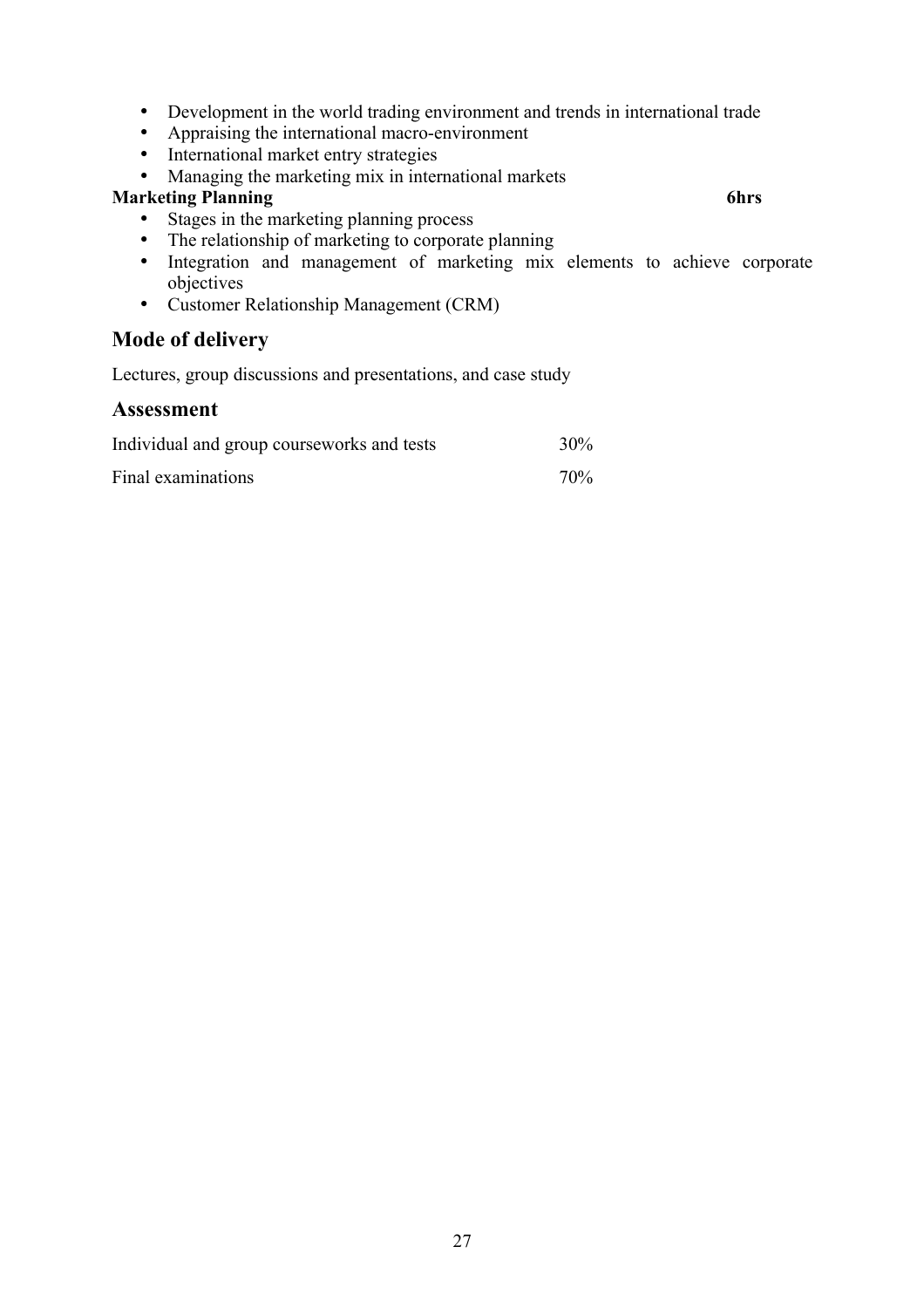- Development in the world trading environment and trends in international trade
- Appraising the international macro-environment
- International market entry strategies
- Managing the marketing mix in international markets

**Marketing Planning** **6hrs**

- Stages in the marketing planning process
- The relationship of marketing to corporate planning
- Integration and management of marketing mix elements to achieve corporate objectives
- Customer Relationship Management (CRM)

## Mode of delivery

Lectures, group discussions and presentations, and case study

## Assessment

| | |
|---|---|
| Individual and group courseworks and tests | 30% |
| Final examinations | 70% |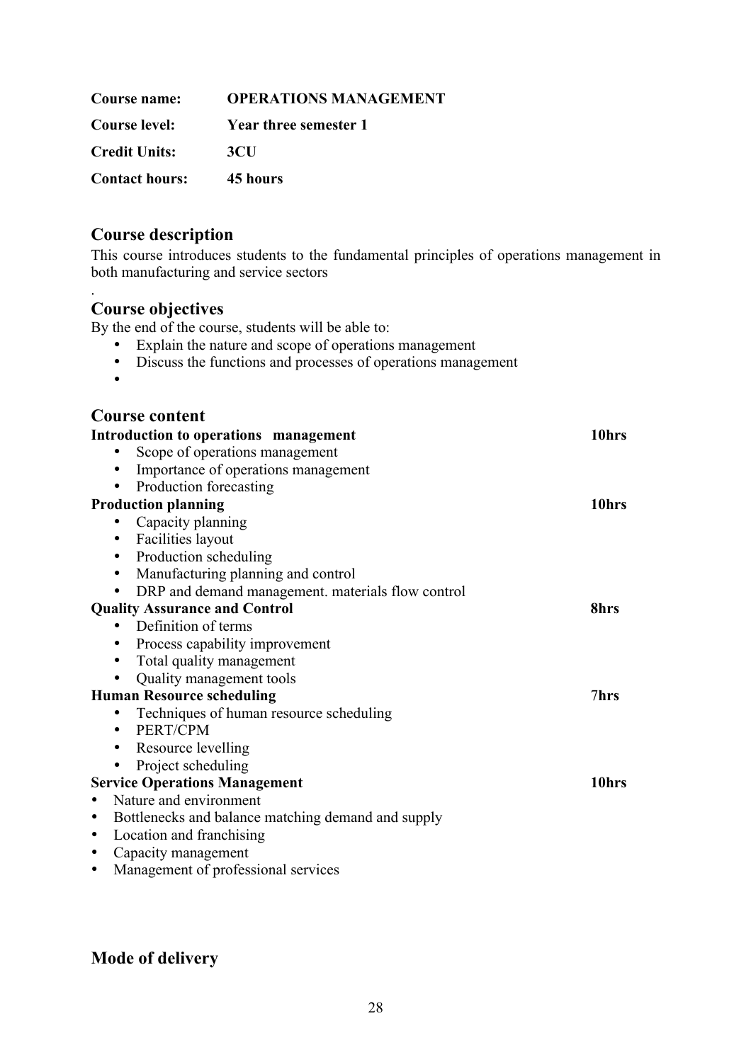| | |
|---|---|
| **Course name:** | **OPERATIONS MANAGEMENT** |
| **Course level:** | **Year three semester 1** |
| **Credit Units:** | **3CU** |
| **Contact hours:** | **45 hours** |

## Course description

This course introduces students to the fundamental principles of operations management in both manufacturing and service sectors

.

## Course objectives

By the end of the course, students will be able to:

- Explain the nature and scope of operations management
- Discuss the functions and processes of operations management
- 

## Course content

**Introduction to operations management** **10hrs**

- Scope of operations management
- Importance of operations management
- Production forecasting

**Production planning** **10hrs**

- Capacity planning
- Facilities layout
- Production scheduling
- Manufacturing planning and control
- DRP and demand management. materials flow control

**Quality Assurance and Control** **8hrs**

- Definition of terms
- Process capability improvement
- Total quality management
- Quality management tools

**Human Resource scheduling** **7hrs**

- Techniques of human resource scheduling
- PERT/CPM
- Resource levelling
- Project scheduling

**Service Operations Management** **10hrs**

- Nature and environment
- Bottlenecks and balance matching demand and supply
- Location and franchising
- Capacity management
- Management of professional services

## Mode of delivery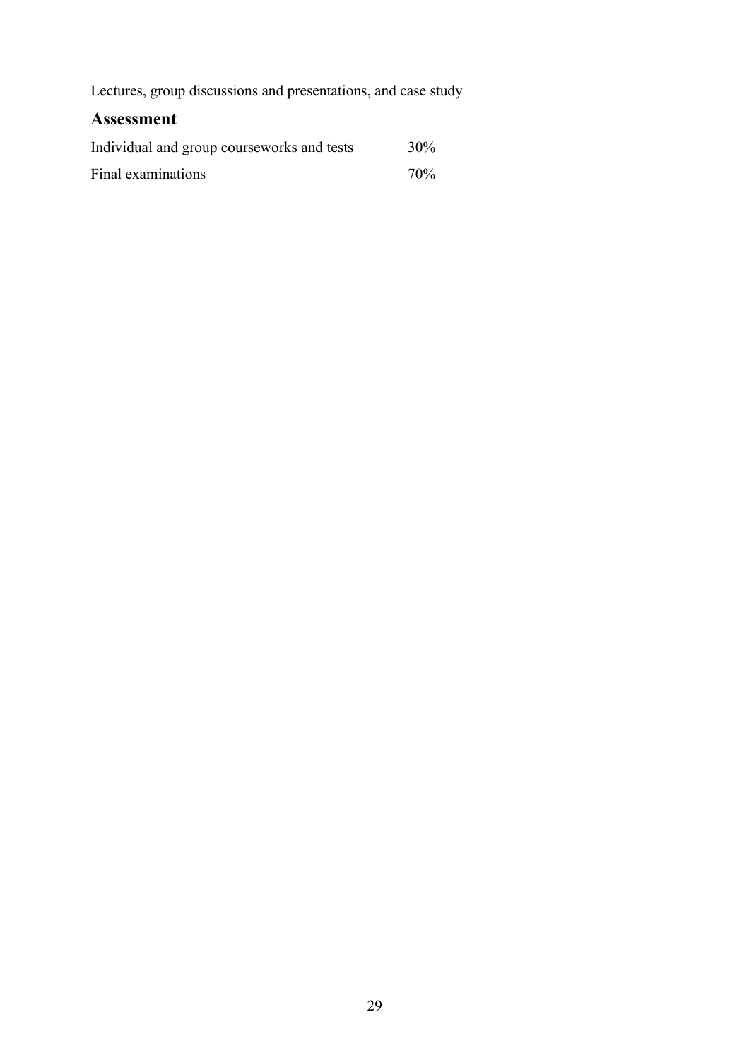Lectures, group discussions and presentations, and case study

## Assessment

| | |
|---|---|
| Individual and group courseworks and tests | 30% |
| Final examinations | 70% |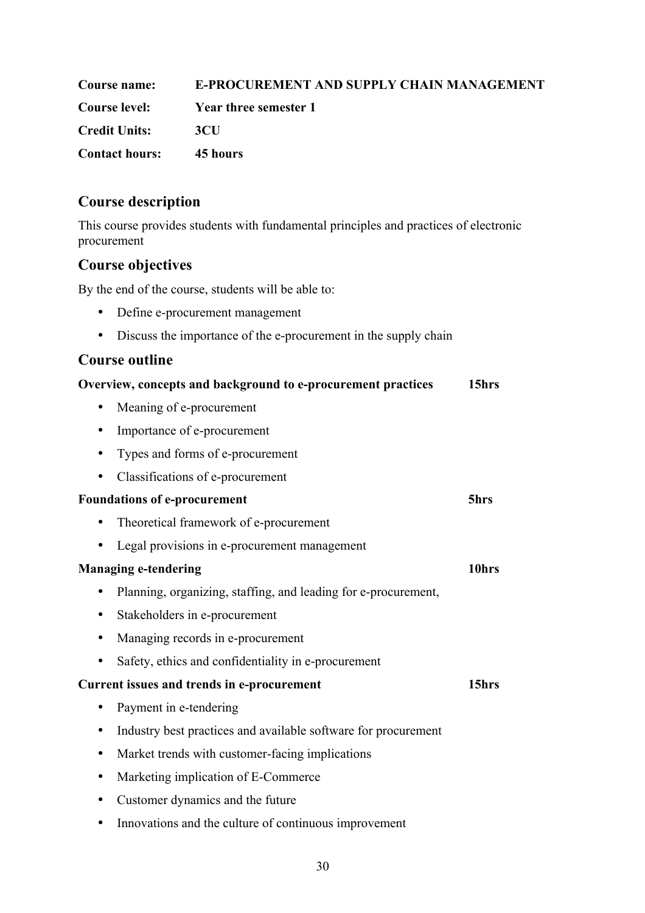**Course name:** **E-PROCUREMENT AND SUPPLY CHAIN MANAGEMENT**

**Course level:** **Year three semester 1**

**Credit Units:** **3CU**

**Contact hours:** **45 hours**

## Course description

This course provides students with fundamental principles and practices of electronic procurement

## Course objectives

By the end of the course, students will be able to:

- Define e-procurement management
- Discuss the importance of the e-procurement in the supply chain

## Course outline

**Overview, concepts and background to e-procurement practices** **15hrs**

- Meaning of e-procurement
- Importance of e-procurement
- Types and forms of e-procurement
- Classifications of e-procurement

**Foundations of e-procurement** **5hrs**

- Theoretical framework of e-procurement
- Legal provisions in e-procurement management

**Managing e-tendering** **10hrs**

- Planning, organizing, staffing, and leading for e-procurement,
- Stakeholders in e-procurement
- Managing records in e-procurement
- Safety, ethics and confidentiality in e-procurement

**Current issues and trends in e-procurement** **15hrs**

- Payment in e-tendering
- Industry best practices and available software for procurement
- Market trends with customer-facing implications
- Marketing implication of E-Commerce
- Customer dynamics and the future
- Innovations and the culture of continuous improvement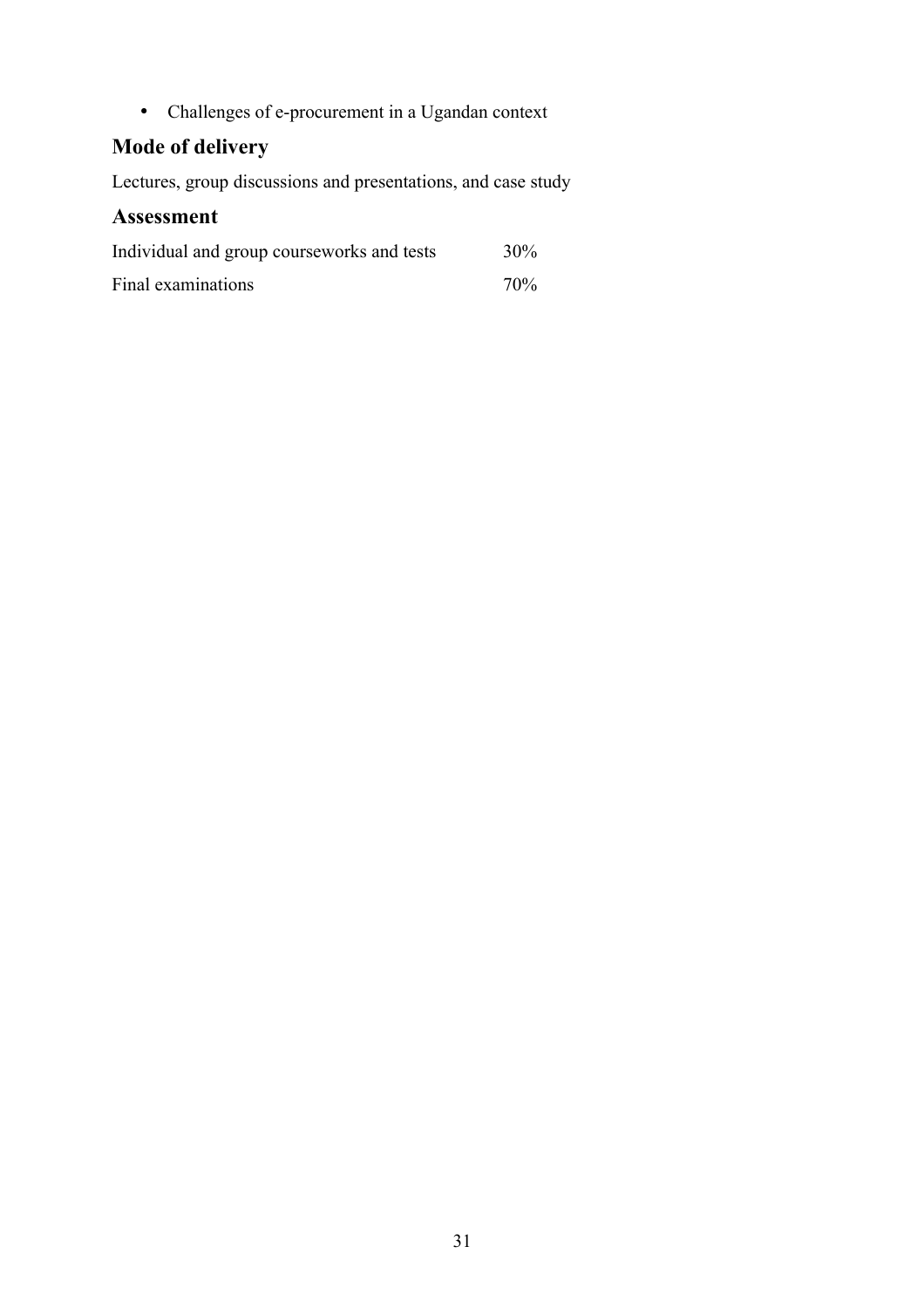- Challenges of e-procurement in a Ugandan context

## Mode of delivery

Lectures, group discussions and presentations, and case study

## Assessment

| | |
|---|---|
| Individual and group courseworks and tests | 30% |
| Final examinations | 70% |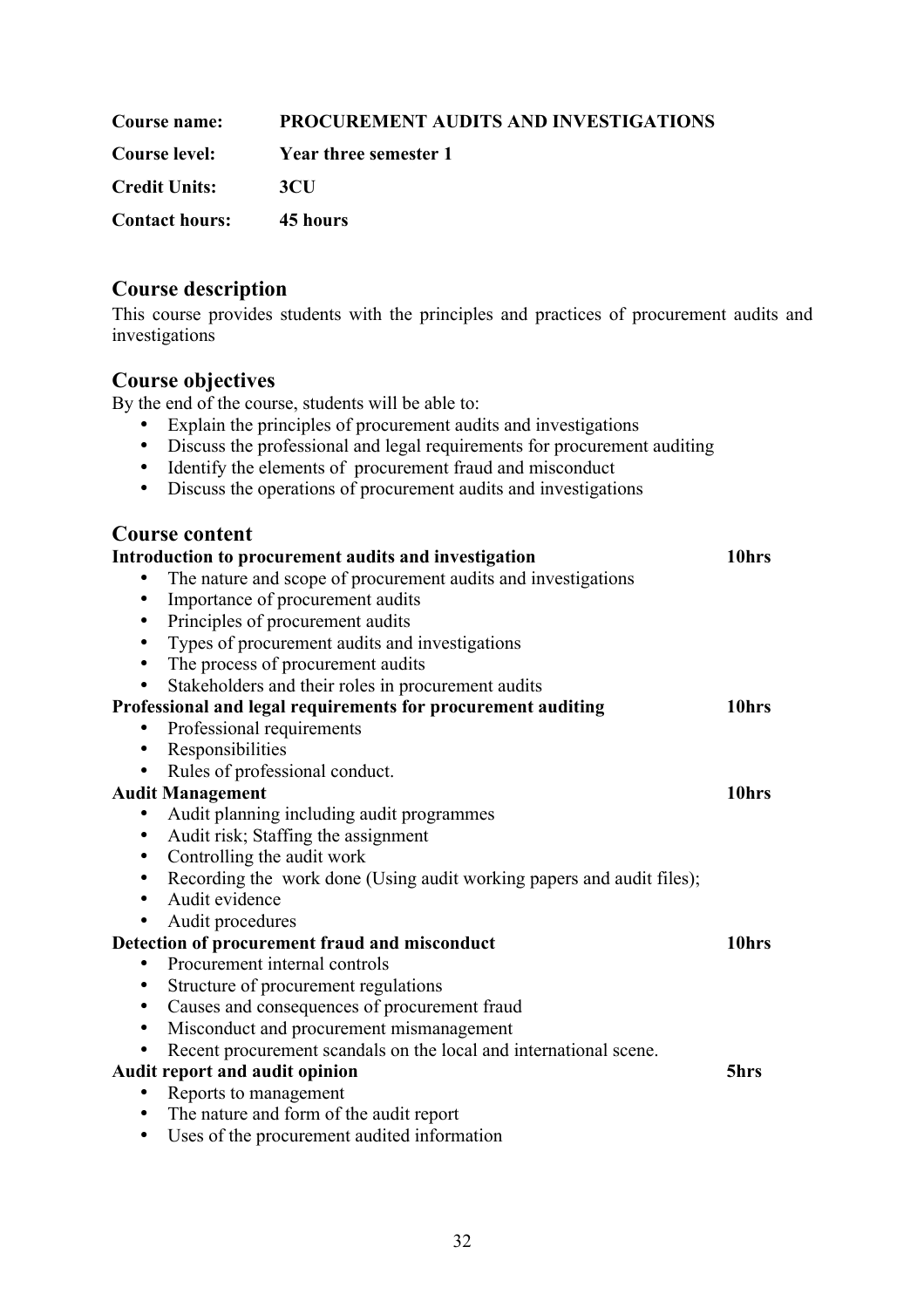**Course name:** **PROCUREMENT AUDITS AND INVESTIGATIONS**

**Course level:** **Year three semester 1**

**Credit Units:** **3CU**

**Contact hours:** **45 hours**

## Course description

This course provides students with the principles and practices of procurement audits and investigations

## Course objectives

By the end of the course, students will be able to:

- Explain the principles of procurement audits and investigations
- Discuss the professional and legal requirements for procurement auditing
- Identify the elements of procurement fraud and misconduct
- Discuss the operations of procurement audits and investigations

## Course content

**Introduction to procurement audits and investigation** **10hrs**

- The nature and scope of procurement audits and investigations
- Importance of procurement audits
- Principles of procurement audits
- Types of procurement audits and investigations
- The process of procurement audits
- Stakeholders and their roles in procurement audits

**Professional and legal requirements for procurement auditing** **10hrs**

- Professional requirements
- Responsibilities
- Rules of professional conduct.

**Audit Management** **10hrs**

- Audit planning including audit programmes
- Audit risk; Staffing the assignment
- Controlling the audit work
- Recording the work done (Using audit working papers and audit files);
- Audit evidence
- Audit procedures

**Detection of procurement fraud and misconduct** **10hrs**

- Procurement internal controls
- Structure of procurement regulations
- Causes and consequences of procurement fraud
- Misconduct and procurement mismanagement
- Recent procurement scandals on the local and international scene.

**Audit report and audit opinion** **5hrs**

- Reports to management
- The nature and form of the audit report
- Uses of the procurement audited information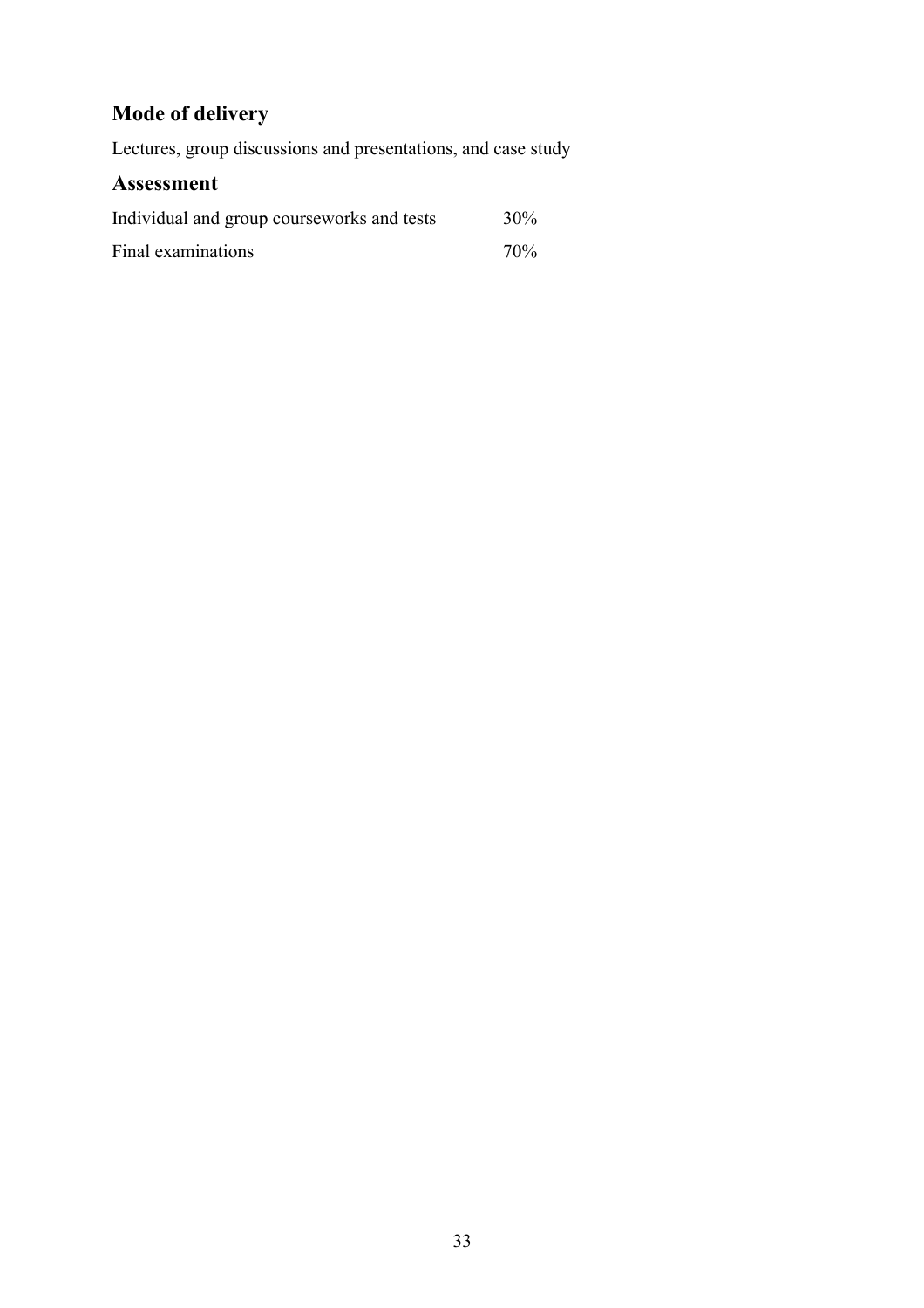## Mode of delivery

Lectures, group discussions and presentations, and case study

## Assessment

| | |
|---|---|
| Individual and group courseworks and tests | 30% |
| Final examinations | 70% |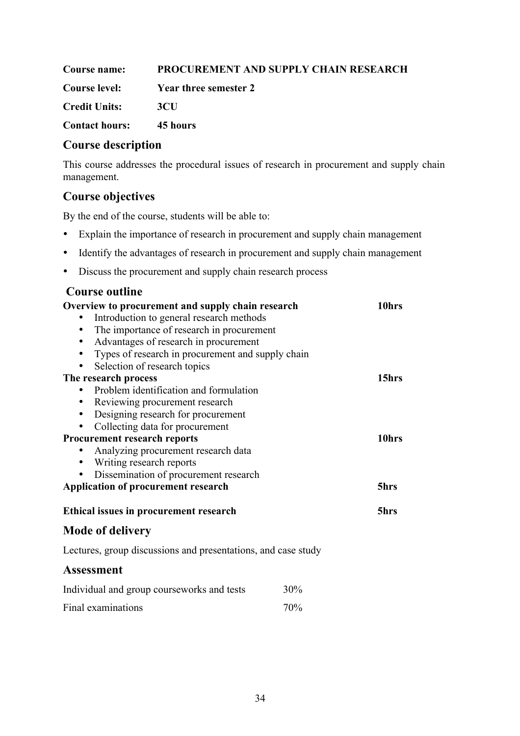**Course name:** **PROCUREMENT AND SUPPLY CHAIN RESEARCH**

**Course level:** **Year three semester 2**

**Credit Units:** **3CU**

**Contact hours:** **45 hours**

## Course description

This course addresses the procedural issues of research in procurement and supply chain management.

## Course objectives

By the end of the course, students will be able to:

- Explain the importance of research in procurement and supply chain management
- Identify the advantages of research in procurement and supply chain management
- Discuss the procurement and supply chain research process

## Course outline

**Overview to procurement and supply chain research** **10hrs**

- Introduction to general research methods
- The importance of research in procurement
- Advantages of research in procurement
- Types of research in procurement and supply chain
- Selection of research topics

**The research process** **15hrs**

- Problem identification and formulation
- Reviewing procurement research
- Designing research for procurement
- Collecting data for procurement

**Procurement research reports** **10hrs**

- Analyzing procurement research data
- Writing research reports
- Dissemination of procurement research

**Application of procurement research** **5hrs**

**Ethical issues in procurement research** **5hrs**

## Mode of delivery

Lectures, group discussions and presentations, and case study

## Assessment

| Component | Weight |
|---|---|
| Individual and group courseworks and tests | 30% |
| Final examinations | 70% |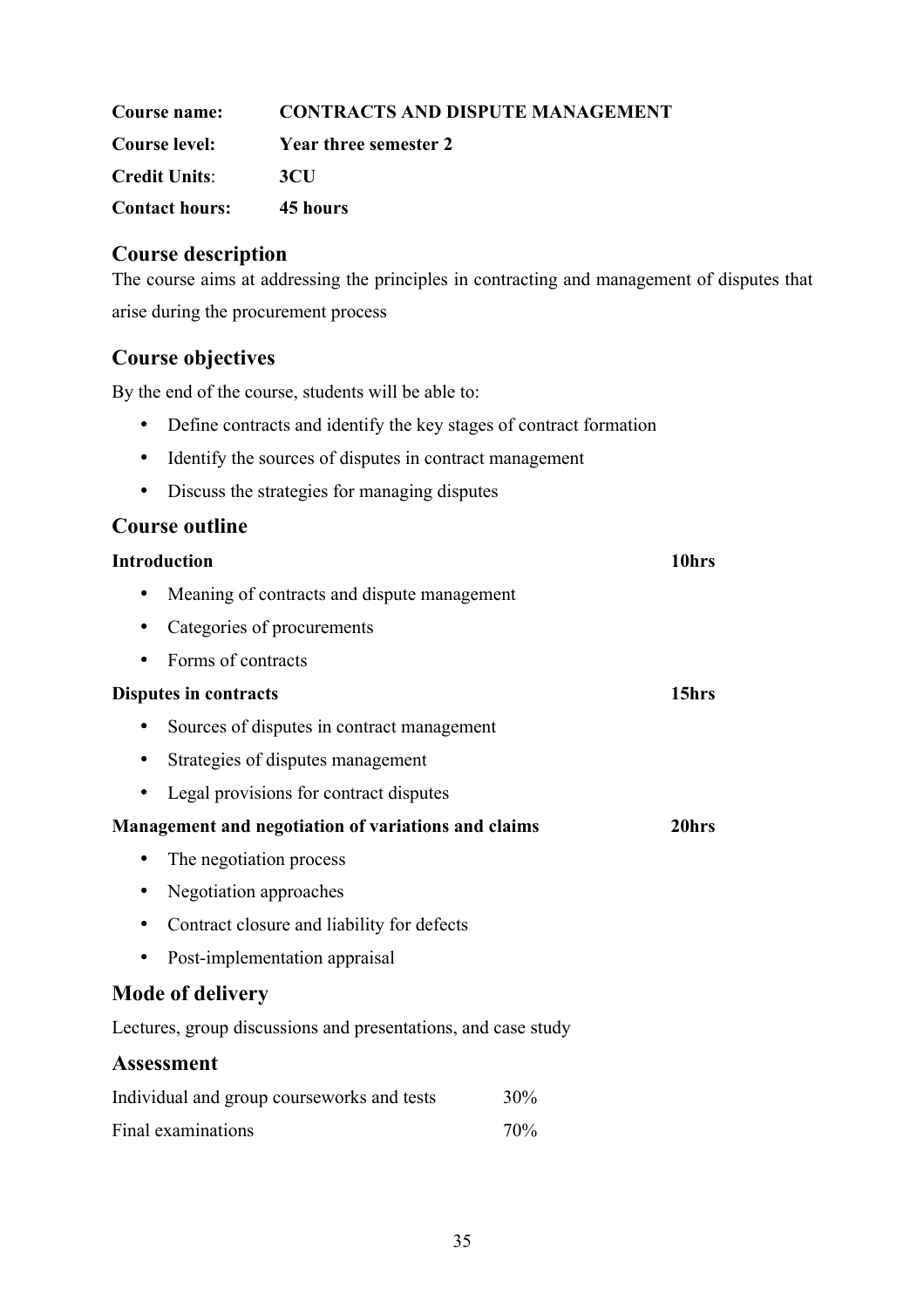**Course name:** **CONTRACTS AND DISPUTE MANAGEMENT**

**Course level:** **Year three semester 2**

**Credit Units**: **3CU**

**Contact hours:** **45 hours**

## Course description

The course aims at addressing the principles in contracting and management of disputes that arise during the procurement process

## Course objectives

By the end of the course, students will be able to:

- Define contracts and identify the key stages of contract formation
- Identify the sources of disputes in contract management
- Discuss the strategies for managing disputes

## Course outline

**Introduction** **10hrs**

- Meaning of contracts and dispute management
- Categories of procurements
- Forms of contracts

**Disputes in contracts** **15hrs**

- Sources of disputes in contract management
- Strategies of disputes management
- Legal provisions for contract disputes

**Management and negotiation of variations and claims** **20hrs**

- The negotiation process
- Negotiation approaches
- Contract closure and liability for defects
- Post-implementation appraisal

## Mode of delivery

Lectures, group discussions and presentations, and case study

## Assessment

| | |
|---|---|
| Individual and group courseworks and tests | 30% |
| Final examinations | 70% |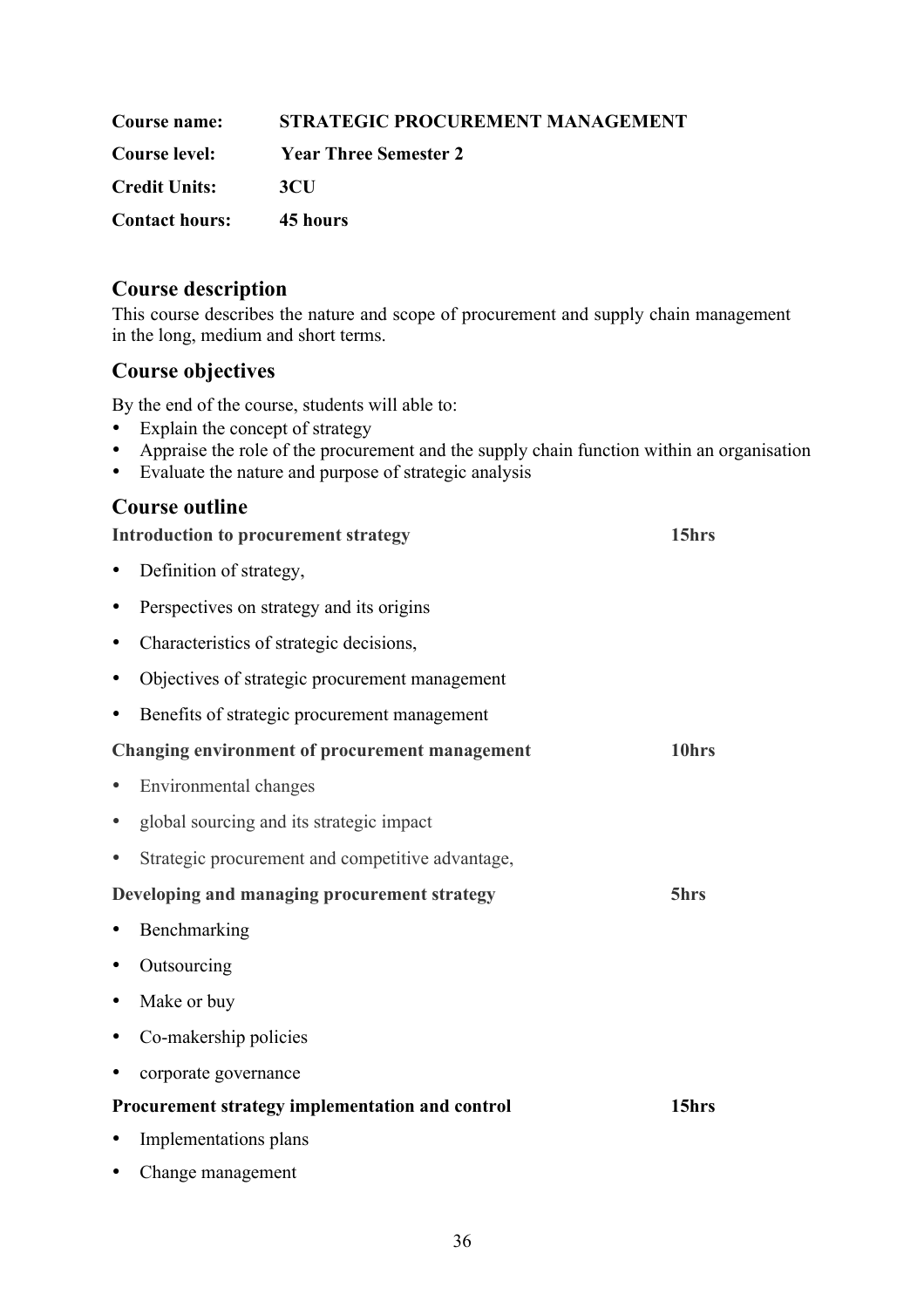**Course name:** STRATEGIC PROCUREMENT MANAGEMENT

**Course level:** Year Three Semester 2

**Credit Units:** 3CU

**Contact hours:** 45 hours

## Course description

This course describes the nature and scope of procurement and supply chain management in the long, medium and short terms.

## Course objectives

By the end of the course, students will able to:

- Explain the concept of strategy
- Appraise the role of the procurement and the supply chain function within an organisation
- Evaluate the nature and purpose of strategic analysis

## Course outline

**Introduction to procurement strategy** **15hrs**

- Definition of strategy,
- Perspectives on strategy and its origins
- Characteristics of strategic decisions,
- Objectives of strategic procurement management
- Benefits of strategic procurement management

**Changing environment of procurement management** **10hrs**

- Environmental changes
- global sourcing and its strategic impact
- Strategic procurement and competitive advantage,

**Developing and managing procurement strategy** **5hrs**

- Benchmarking
- Outsourcing
- Make or buy
- Co-makership policies
- corporate governance

**Procurement strategy implementation and control** **15hrs**

- Implementations plans
- Change management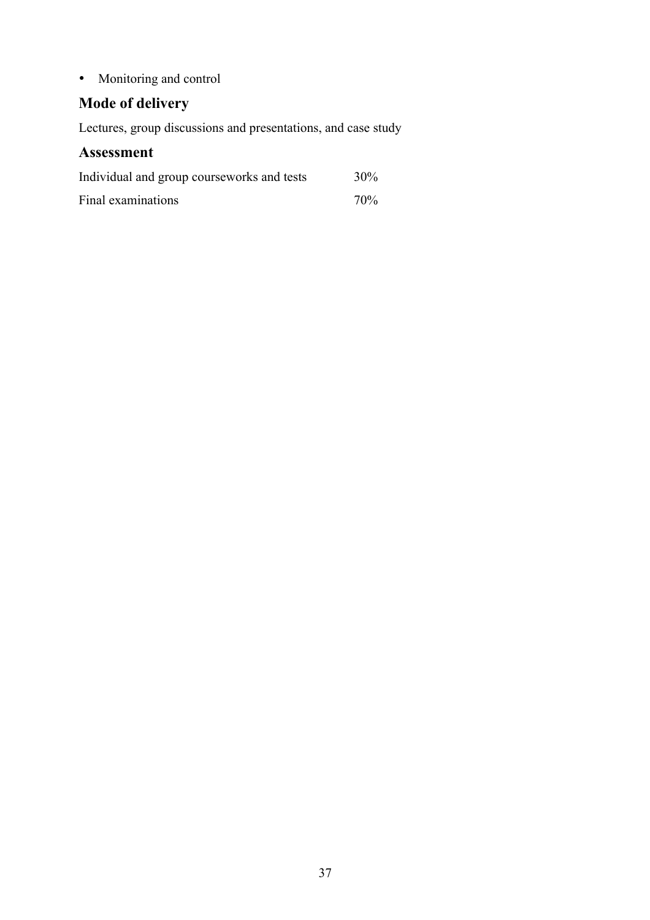- Monitoring and control

## Mode of delivery

Lectures, group discussions and presentations, and case study

## Assessment

| | |
|---|---|
| Individual and group courseworks and tests | 30% |
| Final examinations | 70% |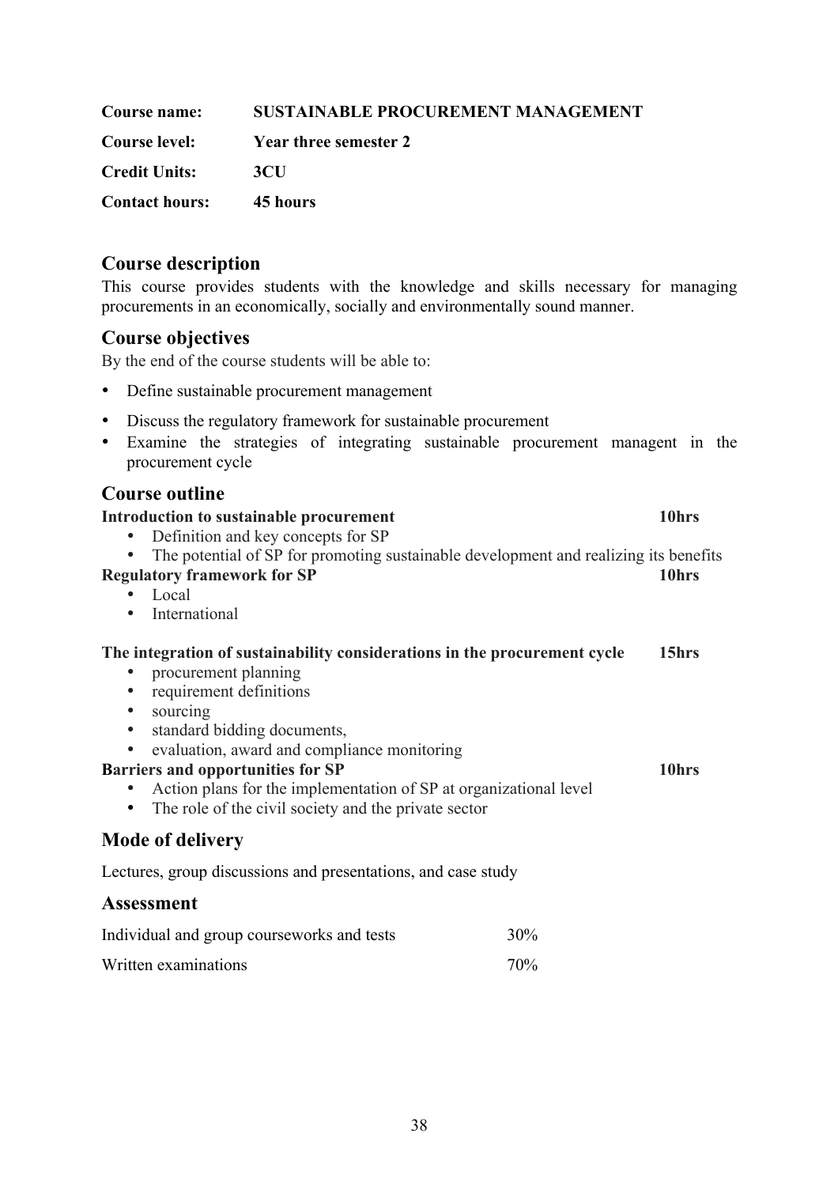**Course name:** **SUSTAINABLE PROCUREMENT MANAGEMENT**

**Course level:** **Year three semester 2**

**Credit Units:** **3CU**

**Contact hours:** **45 hours**

## Course description

This course provides students with the knowledge and skills necessary for managing procurements in an economically, socially and environmentally sound manner.

## Course objectives

By the end of the course students will be able to:

- Define sustainable procurement management
- Discuss the regulatory framework for sustainable procurement
- Examine the strategies of integrating sustainable procurement managent in the procurement cycle

## Course outline

**Introduction to sustainable procurement** **10hrs**

- Definition and key concepts for SP
- The potential of SP for promoting sustainable development and realizing its benefits

**Regulatory framework for SP** **10hrs**

- Local
- International

**The integration of sustainability considerations in the procurement cycle** **15hrs**

- procurement planning
- requirement definitions
- sourcing
- standard bidding documents,
- evaluation, award and compliance monitoring

**Barriers and opportunities for SP** **10hrs**

- Action plans for the implementation of SP at organizational level
- The role of the civil society and the private sector

## Mode of delivery

Lectures, group discussions and presentations, and case study

## Assessment

| | |
|---|---|
| Individual and group courseworks and tests | 30% |
| Written examinations | 70% |